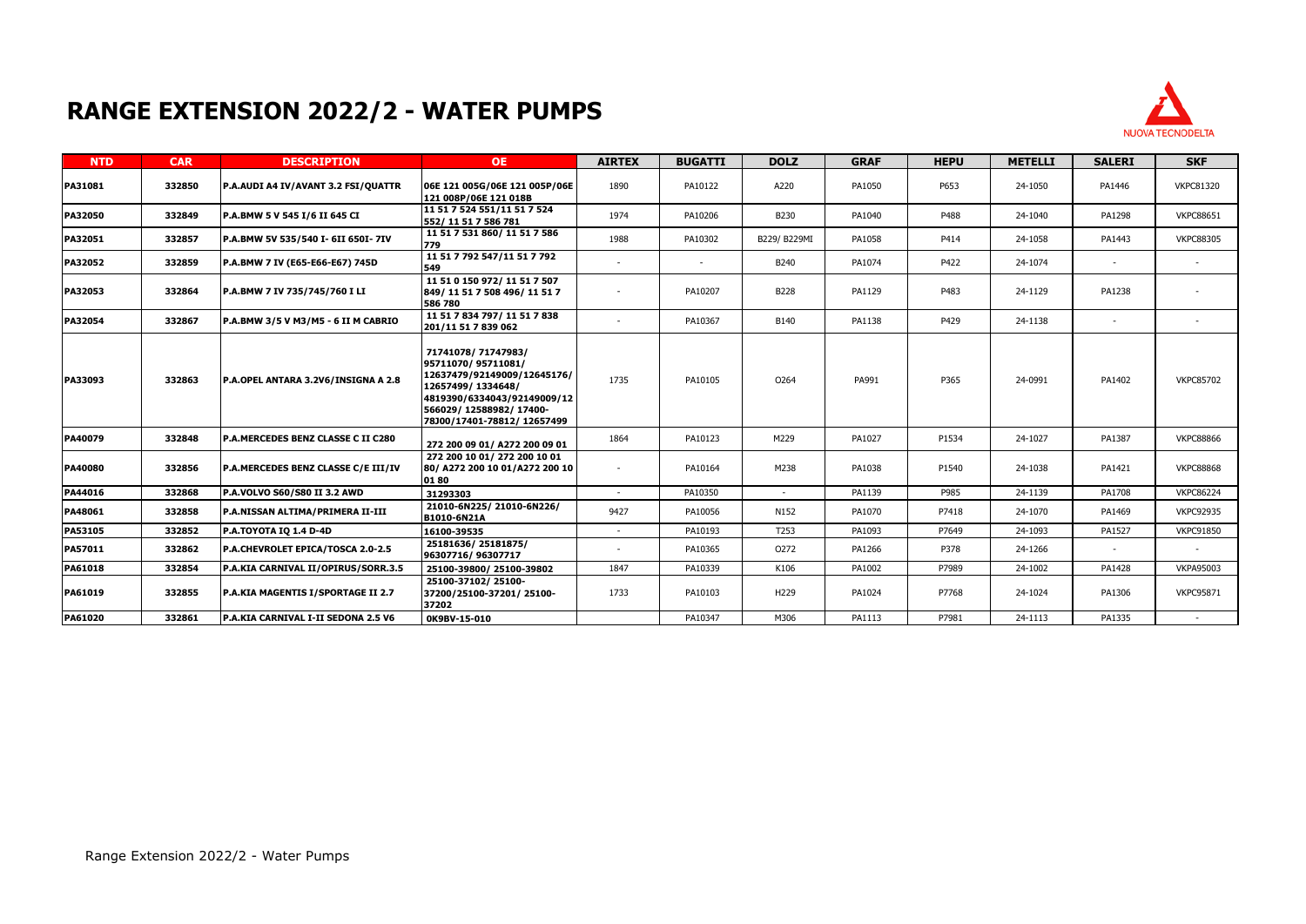# RANGE EXTENSION 2022/2 - WATER PUMPS

| NTD | CAR | DESCRIPTION | OE | AIRTEX | BUGATTI | DOLZ | GRAF | HEPU | METELLI | SALERI | SKF |
|---|---|---|---|---|---|---|---|---|---|---|---|
| PA31081 | 332850 | P.A.AUDI A4 IV/AVANT 3.2 FSI/QUATTR | 06E 121 005G/06E 121 005P/06E 121 008P/06E 121 018B | 1890 | PA10122 | A220 | PA1050 | P653 | 24-1050 | PA1446 | VKPC81320 |
| PA32050 | 332849 | P.A.BMW 5 V 545 I/6 II 645 CI | 11 51 7 524 551/11 51 7 524 552/ 11 51 7 586 781 | 1974 | PA10206 | B230 | PA1040 | P488 | 24-1040 | PA1298 | VKPC88651 |
| PA32051 | 332857 | P.A.BMW 5V 535/540 I- 6II 650I- 7IV | 11 51 7 531 860/ 11 51 7 586 779 | 1988 | PA10302 | B229/ B229MI | PA1058 | P414 | 24-1058 | PA1443 | VKPC88305 |
| PA32052 | 332859 | P.A.BMW 7 IV (E65-E66-E67) 745D | 11 51 7 792 547/11 51 7 792 549 | - | - | B240 | PA1074 | P422 | 24-1074 | - | - |
| PA32053 | 332864 | P.A.BMW 7 IV 735/745/760 I LI | 11 51 0 150 972/ 11 51 7 507 849/ 11 51 7 508 496/ 11 51 7 586 780 | - | PA10207 | B228 | PA1129 | P483 | 24-1129 | PA1238 | - |
| PA32054 | 332867 | P.A.BMW 3/5 V M3/M5 - 6 II M CABRIO | 11 51 7 834 797/ 11 51 7 838 201/11 51 7 839 062 | - | PA10367 | B140 | PA1138 | P429 | 24-1138 | - | - |
| PA33093 | 332863 | P.A.OPEL ANTARA 3.2V6/INSIGNA A 2.8 | 71741078/ 71747983/ 95711070/ 95711081/ 12637479/92149009/12645176/ 12657499/ 1334648/ 4819390/6334043/92149009/12 566029/ 12588982/ 17400-78J00/17401-78812/ 12657499 | 1735 | PA10105 | O264 | PA991 | P365 | 24-0991 | PA1402 | VKPC85702 |
| PA40079 | 332848 | P.A.MERCEDES BENZ CLASSE C II C280 | 272 200 09 01/ A272 200 09 01 | 1864 | PA10123 | M229 | PA1027 | P1534 | 24-1027 | PA1387 | VKPC88866 |
| PA40080 | 332856 | P.A.MERCEDES BENZ CLASSE C/E III/IV | 272 200 10 01/ 272 200 10 01 80/ A272 200 10 01/A272 200 10 01 80 | - | PA10164 | M238 | PA1038 | P1540 | 24-1038 | PA1421 | VKPC88868 |
| PA44016 | 332868 | P.A.VOLVO S60/S80 II 3.2 AWD | 31293303 | - | PA10350 | - | PA1139 | P985 | 24-1139 | PA1708 | VKPC86224 |
| PA48061 | 332858 | P.A.NISSAN ALTIMA/PRIMERA II-III | 21010-6N225/ 21010-6N226/ B1010-6N21A | 9427 | PA10056 | N152 | PA1070 | P7418 | 24-1070 | PA1469 | VKPC92935 |
| PA53105 | 332852 | P.A.TOYOTA IQ 1.4 D-4D | 16100-39535 | - | PA10193 | T253 | PA1093 | P7649 | 24-1093 | PA1527 | VKPC91850 |
| PA57011 | 332862 | P.A.CHEVROLET EPICA/TOSCA 2.0-2.5 | 25181636/ 25181875/ 96307716/ 96307717 | - | PA10365 | O272 | PA1266 | P378 | 24-1266 | - | - |
| PA61018 | 332854 | P.A.KIA CARNIVAL II/OPIRUS/SORR.3.5 | 25100-39800/ 25100-39802 | 1847 | PA10339 | K106 | PA1002 | P7989 | 24-1002 | PA1428 | VKPA95003 |
| PA61019 | 332855 | P.A.KIA MAGENTIS I/SPORTAGE II 2.7 | 25100-37102/ 25100-37200/25100-37201/ 25100-37202 | 1733 | PA10103 | H229 | PA1024 | P7768 | 24-1024 | PA1306 | VKPC95871 |
| PA61020 | 332861 | P.A.KIA CARNIVAL I-II SEDONA 2.5 V6 | 0K9BV-15-010 | | PA10347 | M306 | PA1113 | P7981 | 24-1113 | PA1335 | - |

Range Extension 2022/2 - Water Pumps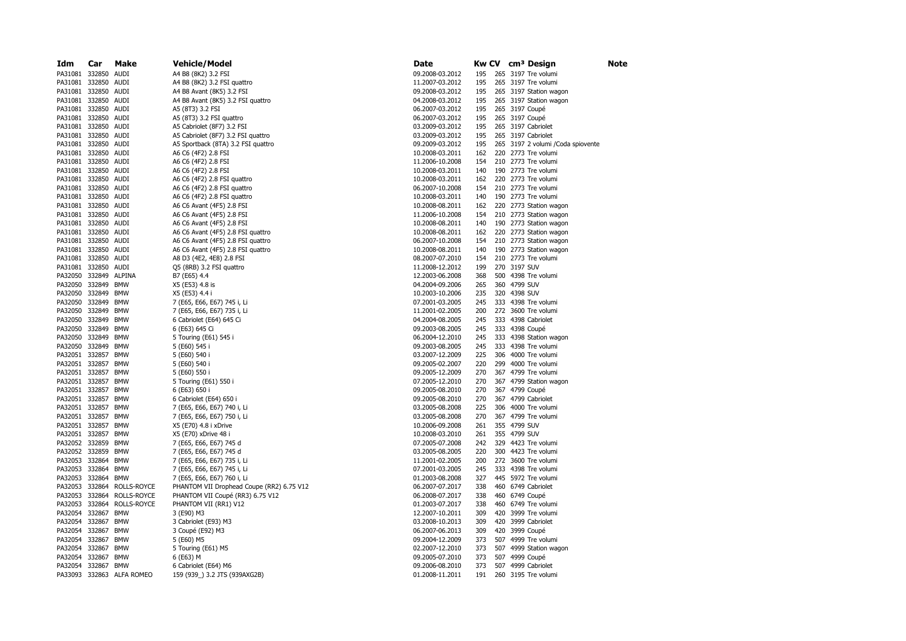| Idm | Car | Make | Vehicle/Model | Date | Kw | CV | cm³ | Design | Note |
|---|---|---|---|---|---|---|---|---|---|
| PA31081 | 332850 | AUDI | A4 B8 (8K2) 3.2 FSI | 09.2008-03.2012 | 195 | 265 | 3197 | Tre volumi | |
| PA31081 | 332850 | AUDI | A4 B8 (8K2) 3.2 FSI quattro | 11.2007-03.2012 | 195 | 265 | 3197 | Tre volumi | |
| PA31081 | 332850 | AUDI | A4 B8 Avant (8K5) 3.2 FSI | 09.2008-03.2012 | 195 | 265 | 3197 | Station wagon | |
| PA31081 | 332850 | AUDI | A4 B8 Avant (8K5) 3.2 FSI quattro | 04.2008-03.2012 | 195 | 265 | 3197 | Station wagon | |
| PA31081 | 332850 | AUDI | A5 (8T3) 3.2 FSI | 06.2007-03.2012 | 195 | 265 | 3197 | Coupé | |
| PA31081 | 332850 | AUDI | A5 (8T3) 3.2 FSI quattro | 06.2007-03.2012 | 195 | 265 | 3197 | Coupé | |
| PA31081 | 332850 | AUDI | A5 Cabriolet (8F7) 3.2 FSI | 03.2009-03.2012 | 195 | 265 | 3197 | Cabriolet | |
| PA31081 | 332850 | AUDI | A5 Cabriolet (8F7) 3.2 FSI quattro | 03.2009-03.2012 | 195 | 265 | 3197 | Cabriolet | |
| PA31081 | 332850 | AUDI | A5 Sportback (8TA) 3.2 FSI quattro | 09.2009-03.2012 | 195 | 265 | 3197 | 2 volumi /Coda spiovente | |
| PA31081 | 332850 | AUDI | A6 C6 (4F2) 2.8 FSI | 10.2008-03.2011 | 162 | 220 | 2773 | Tre volumi | |
| PA31081 | 332850 | AUDI | A6 C6 (4F2) 2.8 FSI | 11.2006-10.2008 | 154 | 210 | 2773 | Tre volumi | |
| PA31081 | 332850 | AUDI | A6 C6 (4F2) 2.8 FSI | 10.2008-03.2011 | 140 | 190 | 2773 | Tre volumi | |
| PA31081 | 332850 | AUDI | A6 C6 (4F2) 2.8 FSI quattro | 10.2008-03.2011 | 162 | 220 | 2773 | Tre volumi | |
| PA31081 | 332850 | AUDI | A6 C6 (4F2) 2.8 FSI quattro | 06.2007-10.2008 | 154 | 210 | 2773 | Tre volumi | |
| PA31081 | 332850 | AUDI | A6 C6 (4F2) 2.8 FSI quattro | 10.2008-03.2011 | 140 | 190 | 2773 | Tre volumi | |
| PA31081 | 332850 | AUDI | A6 C6 Avant (4F5) 2.8 FSI | 10.2008-08.2011 | 162 | 220 | 2773 | Station wagon | |
| PA31081 | 332850 | AUDI | A6 C6 Avant (4F5) 2.8 FSI | 11.2006-10.2008 | 154 | 210 | 2773 | Station wagon | |
| PA31081 | 332850 | AUDI | A6 C6 Avant (4F5) 2.8 FSI | 10.2008-08.2011 | 140 | 190 | 2773 | Station wagon | |
| PA31081 | 332850 | AUDI | A6 C6 Avant (4F5) 2.8 FSI quattro | 10.2008-08.2011 | 162 | 220 | 2773 | Station wagon | |
| PA31081 | 332850 | AUDI | A6 C6 Avant (4F5) 2.8 FSI quattro | 06.2007-10.2008 | 154 | 210 | 2773 | Station wagon | |
| PA31081 | 332850 | AUDI | A6 C6 Avant (4F5) 2.8 FSI quattro | 10.2008-08.2011 | 140 | 190 | 2773 | Station wagon | |
| PA31081 | 332850 | AUDI | A8 D3 (4E2, 4E8) 2.8 FSI | 08.2007-07.2010 | 154 | 210 | 2773 | Tre volumi | |
| PA31081 | 332850 | AUDI | Q5 (8RB) 3.2 FSI quattro | 11.2008-12.2012 | 199 | 270 | 3197 | SUV | |
| PA32050 | 332849 | ALPINA | B7 (E65) 4.4 | 12.2003-06.2008 | 368 | 500 | 4398 | Tre volumi | |
| PA32050 | 332849 | BMW | X5 (E53) 4.8 is | 04.2004-09.2006 | 265 | 360 | 4799 | SUV | |
| PA32050 | 332849 | BMW | X5 (E53) 4.4 i | 10.2003-10.2006 | 235 | 320 | 4398 | SUV | |
| PA32050 | 332849 | BMW | 7 (E65, E66, E67) 745 i, Li | 07.2001-03.2005 | 245 | 333 | 4398 | Tre volumi | |
| PA32050 | 332849 | BMW | 7 (E65, E66, E67) 735 i, Li | 11.2001-02.2005 | 200 | 272 | 3600 | Tre volumi | |
| PA32050 | 332849 | BMW | 6 Cabriolet (E64) 645 Ci | 04.2004-08.2005 | 245 | 333 | 4398 | Cabriolet | |
| PA32050 | 332849 | BMW | 6 (E63) 645 Ci | 09.2003-08.2005 | 245 | 333 | 4398 | Coupé | |
| PA32050 | 332849 | BMW | 5 Touring (E61) 545 i | 06.2004-12.2010 | 245 | 333 | 4398 | Station wagon | |
| PA32050 | 332849 | BMW | 5 (E60) 545 i | 09.2003-08.2005 | 245 | 333 | 4398 | Tre volumi | |
| PA32051 | 332857 | BMW | 5 (E60) 540 i | 03.2007-12.2009 | 225 | 306 | 4000 | Tre volumi | |
| PA32051 | 332857 | BMW | 5 (E60) 540 i | 09.2005-02.2007 | 220 | 299 | 4000 | Tre volumi | |
| PA32051 | 332857 | BMW | 5 (E60) 550 i | 09.2005-12.2009 | 270 | 367 | 4799 | Tre volumi | |
| PA32051 | 332857 | BMW | 5 Touring (E61) 550 i | 07.2005-12.2010 | 270 | 367 | 4799 | Station wagon | |
| PA32051 | 332857 | BMW | 6 (E63) 650 i | 09.2005-08.2010 | 270 | 367 | 4799 | Coupé | |
| PA32051 | 332857 | BMW | 6 Cabriolet (E64) 650 i | 09.2005-08.2010 | 270 | 367 | 4799 | Cabriolet | |
| PA32051 | 332857 | BMW | 7 (E65, E66, E67) 740 i, Li | 03.2005-08.2008 | 225 | 306 | 4000 | Tre volumi | |
| PA32051 | 332857 | BMW | 7 (E65, E66, E67) 750 i, Li | 03.2005-08.2008 | 270 | 367 | 4799 | Tre volumi | |
| PA32051 | 332857 | BMW | X5 (E70) 4.8 i xDrive | 10.2006-09.2008 | 261 | 355 | 4799 | SUV | |
| PA32051 | 332857 | BMW | X5 (E70) xDrive 48 i | 10.2008-03.2010 | 261 | 355 | 4799 | SUV | |
| PA32052 | 332859 | BMW | 7 (E65, E66, E67) 745 d | 07.2005-07.2008 | 242 | 329 | 4423 | Tre volumi | |
| PA32052 | 332859 | BMW | 7 (E65, E66, E67) 745 d | 03.2005-08.2005 | 220 | 300 | 4423 | Tre volumi | |
| PA32053 | 332864 | BMW | 7 (E65, E66, E67) 735 i, Li | 11.2001-02.2005 | 200 | 272 | 3600 | Tre volumi | |
| PA32053 | 332864 | BMW | 7 (E65, E66, E67) 745 i, Li | 07.2001-03.2005 | 245 | 333 | 4398 | Tre volumi | |
| PA32053 | 332864 | BMW | 7 (E65, E66, E67) 760 i, Li | 01.2003-08.2008 | 327 | 445 | 5972 | Tre volumi | |
| PA32053 | 332864 | ROLLS-ROYCE | PHANTOM VII Drophead Coupe (RR2) 6.75 V12 | 06.2007-07.2017 | 338 | 460 | 6749 | Cabriolet | |
| PA32053 | 332864 | ROLLS-ROYCE | PHANTOM VII Coupé (RR3) 6.75 V12 | 06.2008-07.2017 | 338 | 460 | 6749 | Coupé | |
| PA32053 | 332864 | ROLLS-ROYCE | PHANTOM VII (RR1) V12 | 01.2003-07.2017 | 338 | 460 | 6749 | Tre volumi | |
| PA32054 | 332867 | BMW | 3 (E90) M3 | 12.2007-10.2011 | 309 | 420 | 3999 | Tre volumi | |
| PA32054 | 332867 | BMW | 3 Cabriolet (E93) M3 | 03.2008-10.2013 | 309 | 420 | 3999 | Cabriolet | |
| PA32054 | 332867 | BMW | 3 Coupé (E92) M3 | 06.2007-06.2013 | 309 | 420 | 3999 | Coupé | |
| PA32054 | 332867 | BMW | 5 (E60) M5 | 09.2004-12.2009 | 373 | 507 | 4999 | Tre volumi | |
| PA32054 | 332867 | BMW | 5 Touring (E61) M5 | 02.2007-12.2010 | 373 | 507 | 4999 | Station wagon | |
| PA32054 | 332867 | BMW | 6 (E63) M | 09.2005-07.2010 | 373 | 507 | 4999 | Coupé | |
| PA32054 | 332867 | BMW | 6 Cabriolet (E64) M6 | 09.2006-08.2010 | 373 | 507 | 4999 | Cabriolet | |
| PA33093 | 332863 | ALFA ROMEO | 159 (939_) 3.2 JTS (939AXG2B) | 01.2008-11.2011 | 191 | 260 | 3195 | Tre volumi | |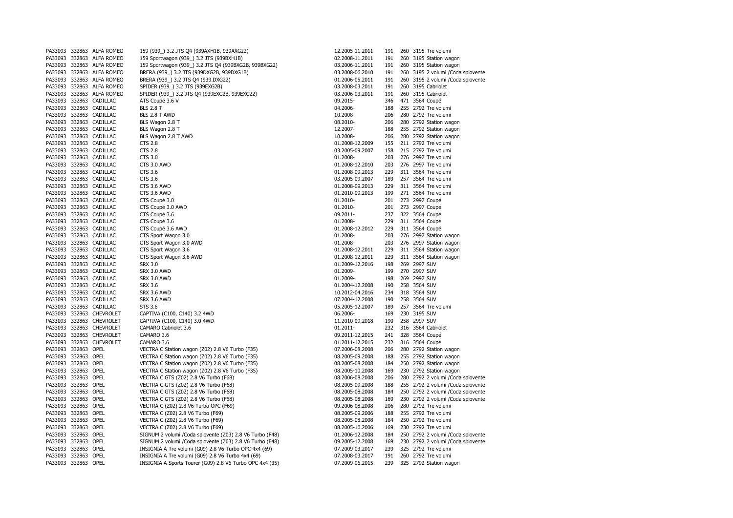| | | | | | | | | |
|---|---|---|---|---|---|---|---|---|
| PA33093 | 332863 | ALFA ROMEO | 159 (939_) 3.2 JTS Q4 (939AXH1B, 939AXG22) | 12.2005-11.2011 | 191 | 260 | 3195 | Tre volumi |
| PA33093 | 332863 | ALFA ROMEO | 159 Sportwagon (939_) 3.2 JTS (939BXH1B) | 02.2008-11.2011 | 191 | 260 | 3195 | Station wagon |
| PA33093 | 332863 | ALFA ROMEO | 159 Sportwagon (939_) 3.2 JTS Q4 (939BXG2B, 939BXG22) | 03.2006-11.2011 | 191 | 260 | 3195 | Station wagon |
| PA33093 | 332863 | ALFA ROMEO | BRERA (939_) 3.2 JTS (939DXG2B, 939DXG1B) | 03.2008-06.2010 | 191 | 260 | 3195 | 2 volumi /Coda spiovente |
| PA33093 | 332863 | ALFA ROMEO | BRERA (939_) 3.2 JTS Q4 (939.DXG22) | 01.2006-05.2011 | 191 | 260 | 3195 | 2 volumi /Coda spiovente |
| PA33093 | 332863 | ALFA ROMEO | SPIDER (939_) 3.2 JTS (939EXG2B) | 03.2008-03.2011 | 191 | 260 | 3195 | Cabriolet |
| PA33093 | 332863 | ALFA ROMEO | SPIDER (939_) 3.2 JTS Q4 (939EXG2B, 939EXG22) | 03.2006-03.2011 | 191 | 260 | 3195 | Cabriolet |
| PA33093 | 332863 | CADILLAC | ATS Coupé 3.6 V | 09.2015- | 346 | 471 | 3564 | Coupé |
| PA33093 | 332863 | CADILLAC | BLS 2.8 T | 04.2006- | 188 | 255 | 2792 | Tre volumi |
| PA33093 | 332863 | CADILLAC | BLS 2.8 T AWD | 10.2008- | 206 | 280 | 2792 | Tre volumi |
| PA33093 | 332863 | CADILLAC | BLS Wagon 2.8 T | 08.2010- | 206 | 280 | 2792 | Station wagon |
| PA33093 | 332863 | CADILLAC | BLS Wagon 2.8 T | 12.2007- | 188 | 255 | 2792 | Station wagon |
| PA33093 | 332863 | CADILLAC | BLS Wagon 2.8 T AWD | 10.2008- | 206 | 280 | 2792 | Station wagon |
| PA33093 | 332863 | CADILLAC | CTS 2.8 | 01.2008-12.2009 | 155 | 211 | 2792 | Tre volumi |
| PA33093 | 332863 | CADILLAC | CTS 2.8 | 03.2005-09.2007 | 158 | 215 | 2792 | Tre volumi |
| PA33093 | 332863 | CADILLAC | CTS 3.0 | 01.2008- | 203 | 276 | 2997 | Tre volumi |
| PA33093 | 332863 | CADILLAC | CTS 3.0 AWD | 01.2008-12.2010 | 203 | 276 | 2997 | Tre volumi |
| PA33093 | 332863 | CADILLAC | CTS 3.6 | 01.2008-09.2013 | 229 | 311 | 3564 | Tre volumi |
| PA33093 | 332863 | CADILLAC | CTS 3.6 | 03.2005-09.2007 | 189 | 257 | 3564 | Tre volumi |
| PA33093 | 332863 | CADILLAC | CTS 3.6 AWD | 01.2008-09.2013 | 229 | 311 | 3564 | Tre volumi |
| PA33093 | 332863 | CADILLAC | CTS 3.6 AWD | 01.2010-09.2013 | 199 | 271 | 3564 | Tre volumi |
| PA33093 | 332863 | CADILLAC | CTS Coupé 3.0 | 01.2010- | 201 | 273 | 2997 | Coupé |
| PA33093 | 332863 | CADILLAC | CTS Coupé 3.0 AWD | 01.2010- | 201 | 273 | 2997 | Coupé |
| PA33093 | 332863 | CADILLAC | CTS Coupé 3.6 | 09.2011- | 237 | 322 | 3564 | Coupé |
| PA33093 | 332863 | CADILLAC | CTS Coupé 3.6 | 01.2008- | 229 | 311 | 3564 | Coupé |
| PA33093 | 332863 | CADILLAC | CTS Coupé 3.6 AWD | 01.2008-12.2012 | 229 | 311 | 3564 | Coupé |
| PA33093 | 332863 | CADILLAC | CTS Sport Wagon 3.0 | 01.2008- | 203 | 276 | 2997 | Station wagon |
| PA33093 | 332863 | CADILLAC | CTS Sport Wagon 3.0 AWD | 01.2008- | 203 | 276 | 2997 | Station wagon |
| PA33093 | 332863 | CADILLAC | CTS Sport Wagon 3.6 | 01.2008-12.2011 | 229 | 311 | 3564 | Station wagon |
| PA33093 | 332863 | CADILLAC | CTS Sport Wagon 3.6 AWD | 01.2008-12.2011 | 229 | 311 | 3564 | Station wagon |
| PA33093 | 332863 | CADILLAC | SRX 3.0 | 01.2009-12.2016 | 198 | 269 | 2997 | SUV |
| PA33093 | 332863 | CADILLAC | SRX 3.0 AWD | 01.2009- | 199 | 270 | 2997 | SUV |
| PA33093 | 332863 | CADILLAC | SRX 3.0 AWD | 01.2009- | 198 | 269 | 2997 | SUV |
| PA33093 | 332863 | CADILLAC | SRX 3.6 | 01.2004-12.2008 | 190 | 258 | 3564 | SUV |
| PA33093 | 332863 | CADILLAC | SRX 3.6 AWD | 10.2012-04.2016 | 234 | 318 | 3564 | SUV |
| PA33093 | 332863 | CADILLAC | SRX 3.6 AWD | 07.2004-12.2008 | 190 | 258 | 3564 | SUV |
| PA33093 | 332863 | CADILLAC | STS 3.6 | 05.2005-12.2007 | 189 | 257 | 3564 | Tre volumi |
| PA33093 | 332863 | CHEVROLET | CAPTIVA (C100, C140) 3.2 4WD | 06.2006- | 169 | 230 | 3195 | SUV |
| PA33093 | 332863 | CHEVROLET | CAPTIVA (C100, C140) 3.0 4WD | 11.2010-09.2018 | 190 | 258 | 2997 | SUV |
| PA33093 | 332863 | CHEVROLET | CAMARO Cabriolet 3.6 | 01.2011- | 232 | 316 | 3564 | Cabriolet |
| PA33093 | 332863 | CHEVROLET | CAMARO 3.6 | 09.2011-12.2015 | 241 | 328 | 3564 | Coupé |
| PA33093 | 332863 | CHEVROLET | CAMARO 3.6 | 01.2011-12.2015 | 232 | 316 | 3564 | Coupé |
| PA33093 | 332863 | OPEL | VECTRA C Station wagon (Z02) 2.8 V6 Turbo (F35) | 07.2006-08.2008 | 206 | 280 | 2792 | Station wagon |
| PA33093 | 332863 | OPEL | VECTRA C Station wagon (Z02) 2.8 V6 Turbo (F35) | 08.2005-09.2008 | 188 | 255 | 2792 | Station wagon |
| PA33093 | 332863 | OPEL | VECTRA C Station wagon (Z02) 2.8 V6 Turbo (F35) | 08.2005-08.2008 | 184 | 250 | 2792 | Station wagon |
| PA33093 | 332863 | OPEL | VECTRA C Station wagon (Z02) 2.8 V6 Turbo (F35) | 08.2005-10.2008 | 169 | 230 | 2792 | Station wagon |
| PA33093 | 332863 | OPEL | VECTRA C GTS (Z02) 2.8 V6 Turbo (F68) | 08.2006-08.2008 | 206 | 280 | 2792 | 2 volumi /Coda spiovente |
| PA33093 | 332863 | OPEL | VECTRA C GTS (Z02) 2.8 V6 Turbo (F68) | 08.2005-09.2008 | 188 | 255 | 2792 | 2 volumi /Coda spiovente |
| PA33093 | 332863 | OPEL | VECTRA C GTS (Z02) 2.8 V6 Turbo (F68) | 08.2005-08.2008 | 184 | 250 | 2792 | 2 volumi /Coda spiovente |
| PA33093 | 332863 | OPEL | VECTRA C GTS (Z02) 2.8 V6 Turbo (F68) | 08.2005-08.2008 | 169 | 230 | 2792 | 2 volumi /Coda spiovente |
| PA33093 | 332863 | OPEL | VECTRA C (Z02) 2.8 V6 Turbo OPC (F69) | 09.2006-08.2008 | 206 | 280 | 2792 | Tre volumi |
| PA33093 | 332863 | OPEL | VECTRA C (Z02) 2.8 V6 Turbo (F69) | 08.2005-09.2006 | 188 | 255 | 2792 | Tre volumi |
| PA33093 | 332863 | OPEL | VECTRA C (Z02) 2.8 V6 Turbo (F69) | 08.2005-08.2008 | 184 | 250 | 2792 | Tre volumi |
| PA33093 | 332863 | OPEL | VECTRA C (Z02) 2.8 V6 Turbo (F69) | 08.2005-10.2006 | 169 | 230 | 2792 | Tre volumi |
| PA33093 | 332863 | OPEL | SIGNUM 2 volumi /Coda spiovente (Z03) 2.8 V6 Turbo (F48) | 01.2006-12.2008 | 184 | 250 | 2792 | 2 volumi /Coda spiovente |
| PA33093 | 332863 | OPEL | SIGNUM 2 volumi /Coda spiovente (Z03) 2.8 V6 Turbo (F48) | 09.2005-12.2008 | 169 | 230 | 2792 | 2 volumi /Coda spiovente |
| PA33093 | 332863 | OPEL | INSIGNIA A Tre volumi (G09) 2.8 V6 Turbo OPC 4x4 (69) | 07.2009-03.2017 | 239 | 325 | 2792 | Tre volumi |
| PA33093 | 332863 | OPEL | INSIGNIA A Tre volumi (G09) 2.8 V6 Turbo 4x4 (69) | 07.2008-03.2017 | 191 | 260 | 2792 | Tre volumi |
| PA33093 | 332863 | OPEL | INSIGNIA A Sports Tourer (G09) 2.8 V6 Turbo OPC 4x4 (35) | 07.2009-06.2015 | 239 | 325 | 2792 | Station wagon |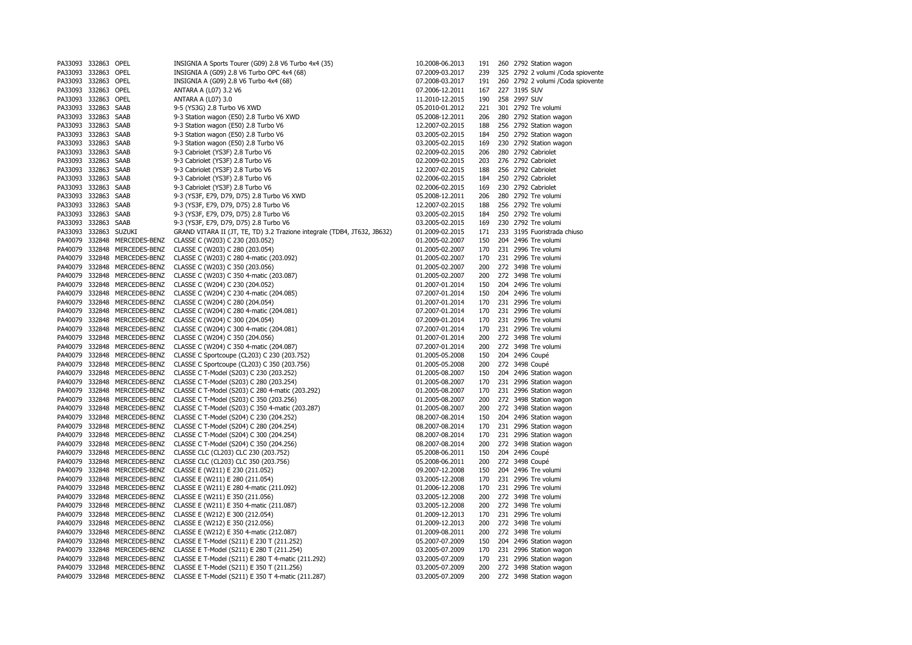| | | | | | | | | |
|---|---|---|---|---|---|---|---|---|
| PA33093 | 332863 | OPEL | INSIGNIA A Sports Tourer (G09) 2.8 V6 Turbo 4x4 (35) | 10.2008-06.2013 | 191 | 260 | 2792 | Station wagon |
| PA33093 | 332863 | OPEL | INSIGNIA A (G09) 2.8 V6 Turbo OPC 4x4 (68) | 07.2009-03.2017 | 239 | 325 | 2792 | 2 volumi /Coda spiovente |
| PA33093 | 332863 | OPEL | INSIGNIA A (G09) 2.8 V6 Turbo 4x4 (68) | 07.2008-03.2017 | 191 | 260 | 2792 | 2 volumi /Coda spiovente |
| PA33093 | 332863 | OPEL | ANTARA A (L07) 3.2 V6 | 07.2006-12.2011 | 167 | 227 | 3195 | SUV |
| PA33093 | 332863 | OPEL | ANTARA A (L07) 3.0 | 11.2010-12.2015 | 190 | 258 | 2997 | SUV |
| PA33093 | 332863 | SAAB | 9-5 (YS3G) 2.8 Turbo V6 XWD | 05.2010-01.2012 | 221 | 301 | 2792 | Tre volumi |
| PA33093 | 332863 | SAAB | 9-3 Station wagon (E50) 2.8 Turbo V6 XWD | 05.2008-12.2011 | 206 | 280 | 2792 | Station wagon |
| PA33093 | 332863 | SAAB | 9-3 Station wagon (E50) 2.8 Turbo V6 | 12.2007-02.2015 | 188 | 256 | 2792 | Station wagon |
| PA33093 | 332863 | SAAB | 9-3 Station wagon (E50) 2.8 Turbo V6 | 03.2005-02.2015 | 184 | 250 | 2792 | Station wagon |
| PA33093 | 332863 | SAAB | 9-3 Station wagon (E50) 2.8 Turbo V6 | 03.2005-02.2015 | 169 | 230 | 2792 | Station wagon |
| PA33093 | 332863 | SAAB | 9-3 Cabriolet (YS3F) 2.8 Turbo V6 | 02.2009-02.2015 | 206 | 280 | 2792 | Cabriolet |
| PA33093 | 332863 | SAAB | 9-3 Cabriolet (YS3F) 2.8 Turbo V6 | 02.2009-02.2015 | 203 | 276 | 2792 | Cabriolet |
| PA33093 | 332863 | SAAB | 9-3 Cabriolet (YS3F) 2.8 Turbo V6 | 12.2007-02.2015 | 188 | 256 | 2792 | Cabriolet |
| PA33093 | 332863 | SAAB | 9-3 Cabriolet (YS3F) 2.8 Turbo V6 | 02.2006-02.2015 | 184 | 250 | 2792 | Cabriolet |
| PA33093 | 332863 | SAAB | 9-3 Cabriolet (YS3F) 2.8 Turbo V6 | 02.2006-02.2015 | 169 | 230 | 2792 | Cabriolet |
| PA33093 | 332863 | SAAB | 9-3 (YS3F, E79, D79, D75) 2.8 Turbo V6 XWD | 05.2008-12.2011 | 206 | 280 | 2792 | Tre volumi |
| PA33093 | 332863 | SAAB | 9-3 (YS3F, E79, D79, D75) 2.8 Turbo V6 | 12.2007-02.2015 | 188 | 256 | 2792 | Tre volumi |
| PA33093 | 332863 | SAAB | 9-3 (YS3F, E79, D79, D75) 2.8 Turbo V6 | 03.2005-02.2015 | 184 | 250 | 2792 | Tre volumi |
| PA33093 | 332863 | SAAB | 9-3 (YS3F, E79, D79, D75) 2.8 Turbo V6 | 03.2005-02.2015 | 169 | 230 | 2792 | Tre volumi |
| PA33093 | 332863 | SUZUKI | GRAND VITARA II (JT, TE, TD) 3.2 Trazione integrale (TDB4, JT632, JB632) | 01.2009-02.2015 | 171 | 233 | 3195 | Fuoristrada chiuso |
| PA40079 | 332848 | MERCEDES-BENZ | CLASSE C (W203) C 230 (203.052) | 01.2005-02.2007 | 150 | 204 | 2496 | Tre volumi |
| PA40079 | 332848 | MERCEDES-BENZ | CLASSE C (W203) C 280 (203.054) | 01.2005-02.2007 | 170 | 231 | 2996 | Tre volumi |
| PA40079 | 332848 | MERCEDES-BENZ | CLASSE C (W203) C 280 4-matic (203.092) | 01.2005-02.2007 | 170 | 231 | 2996 | Tre volumi |
| PA40079 | 332848 | MERCEDES-BENZ | CLASSE C (W203) C 350 (203.056) | 01.2005-02.2007 | 200 | 272 | 3498 | Tre volumi |
| PA40079 | 332848 | MERCEDES-BENZ | CLASSE C (W203) C 350 4-matic (203.087) | 01.2005-02.2007 | 200 | 272 | 3498 | Tre volumi |
| PA40079 | 332848 | MERCEDES-BENZ | CLASSE C (W204) C 230 (204.052) | 01.2007-01.2014 | 150 | 204 | 2496 | Tre volumi |
| PA40079 | 332848 | MERCEDES-BENZ | CLASSE C (W204) C 230 4-matic (204.085) | 07.2007-01.2014 | 150 | 204 | 2496 | Tre volumi |
| PA40079 | 332848 | MERCEDES-BENZ | CLASSE C (W204) C 280 (204.054) | 01.2007-01.2014 | 170 | 231 | 2996 | Tre volumi |
| PA40079 | 332848 | MERCEDES-BENZ | CLASSE C (W204) C 280 4-matic (204.081) | 07.2007-01.2014 | 170 | 231 | 2996 | Tre volumi |
| PA40079 | 332848 | MERCEDES-BENZ | CLASSE C (W204) C 300 (204.054) | 07.2009-01.2014 | 170 | 231 | 2996 | Tre volumi |
| PA40079 | 332848 | MERCEDES-BENZ | CLASSE C (W204) C 300 4-matic (204.081) | 07.2007-01.2014 | 170 | 231 | 2996 | Tre volumi |
| PA40079 | 332848 | MERCEDES-BENZ | CLASSE C (W204) C 350 (204.056) | 01.2007-01.2014 | 200 | 272 | 3498 | Tre volumi |
| PA40079 | 332848 | MERCEDES-BENZ | CLASSE C (W204) C 350 4-matic (204.087) | 07.2007-01.2014 | 200 | 272 | 3498 | Tre volumi |
| PA40079 | 332848 | MERCEDES-BENZ | CLASSE C Sportcoupe (CL203) C 230 (203.752) | 01.2005-05.2008 | 150 | 204 | 2496 | Coupé |
| PA40079 | 332848 | MERCEDES-BENZ | CLASSE C Sportcoupe (CL203) C 350 (203.756) | 01.2005-05.2008 | 200 | 272 | 3498 | Coupé |
| PA40079 | 332848 | MERCEDES-BENZ | CLASSE C T-Model (S203) C 230 (203.252) | 01.2005-08.2007 | 150 | 204 | 2496 | Station wagon |
| PA40079 | 332848 | MERCEDES-BENZ | CLASSE C T-Model (S203) C 280 (203.254) | 01.2005-08.2007 | 170 | 231 | 2996 | Station wagon |
| PA40079 | 332848 | MERCEDES-BENZ | CLASSE C T-Model (S203) C 280 4-matic (203.292) | 01.2005-08.2007 | 170 | 231 | 2996 | Station wagon |
| PA40079 | 332848 | MERCEDES-BENZ | CLASSE C T-Model (S203) C 350 (203.256) | 01.2005-08.2007 | 200 | 272 | 3498 | Station wagon |
| PA40079 | 332848 | MERCEDES-BENZ | CLASSE C T-Model (S203) C 350 4-matic (203.287) | 01.2005-08.2007 | 200 | 272 | 3498 | Station wagon |
| PA40079 | 332848 | MERCEDES-BENZ | CLASSE C T-Model (S204) C 230 (204.252) | 08.2007-08.2014 | 150 | 204 | 2496 | Station wagon |
| PA40079 | 332848 | MERCEDES-BENZ | CLASSE C T-Model (S204) C 280 (204.254) | 08.2007-08.2014 | 170 | 231 | 2996 | Station wagon |
| PA40079 | 332848 | MERCEDES-BENZ | CLASSE C T-Model (S204) C 300 (204.254) | 08.2007-08.2014 | 170 | 231 | 2996 | Station wagon |
| PA40079 | 332848 | MERCEDES-BENZ | CLASSE C T-Model (S204) C 350 (204.256) | 08.2007-08.2014 | 200 | 272 | 3498 | Station wagon |
| PA40079 | 332848 | MERCEDES-BENZ | CLASSE CLC (CL203) CLC 230 (203.752) | 05.2008-06.2011 | 150 | 204 | 2496 | Coupé |
| PA40079 | 332848 | MERCEDES-BENZ | CLASSE CLC (CL203) CLC 350 (203.756) | 05.2008-06.2011 | 200 | 272 | 3498 | Coupé |
| PA40079 | 332848 | MERCEDES-BENZ | CLASSE E (W211) E 230 (211.052) | 09.2007-12.2008 | 150 | 204 | 2496 | Tre volumi |
| PA40079 | 332848 | MERCEDES-BENZ | CLASSE E (W211) E 280 (211.054) | 03.2005-12.2008 | 170 | 231 | 2996 | Tre volumi |
| PA40079 | 332848 | MERCEDES-BENZ | CLASSE E (W211) E 280 4-matic (211.092) | 01.2006-12.2008 | 170 | 231 | 2996 | Tre volumi |
| PA40079 | 332848 | MERCEDES-BENZ | CLASSE E (W211) E 350 (211.056) | 03.2005-12.2008 | 200 | 272 | 3498 | Tre volumi |
| PA40079 | 332848 | MERCEDES-BENZ | CLASSE E (W211) E 350 4-matic (211.087) | 03.2005-12.2008 | 200 | 272 | 3498 | Tre volumi |
| PA40079 | 332848 | MERCEDES-BENZ | CLASSE E (W212) E 300 (212.054) | 01.2009-12.2013 | 170 | 231 | 2996 | Tre volumi |
| PA40079 | 332848 | MERCEDES-BENZ | CLASSE E (W212) E 350 (212.056) | 01.2009-12.2013 | 200 | 272 | 3498 | Tre volumi |
| PA40079 | 332848 | MERCEDES-BENZ | CLASSE E (W212) E 350 4-matic (212.087) | 01.2009-08.2011 | 200 | 272 | 3498 | Tre volumi |
| PA40079 | 332848 | MERCEDES-BENZ | CLASSE E T-Model (S211) E 230 T (211.252) | 05.2007-07.2009 | 150 | 204 | 2496 | Station wagon |
| PA40079 | 332848 | MERCEDES-BENZ | CLASSE E T-Model (S211) E 280 T (211.254) | 03.2005-07.2009 | 170 | 231 | 2996 | Station wagon |
| PA40079 | 332848 | MERCEDES-BENZ | CLASSE E T-Model (S211) E 280 T 4-matic (211.292) | 03.2005-07.2009 | 170 | 231 | 2996 | Station wagon |
| PA40079 | 332848 | MERCEDES-BENZ | CLASSE E T-Model (S211) E 350 T (211.256) | 03.2005-07.2009 | 200 | 272 | 3498 | Station wagon |
| PA40079 | 332848 | MERCEDES-BENZ | CLASSE E T-Model (S211) E 350 T 4-matic (211.287) | 03.2005-07.2009 | 200 | 272 | 3498 | Station wagon |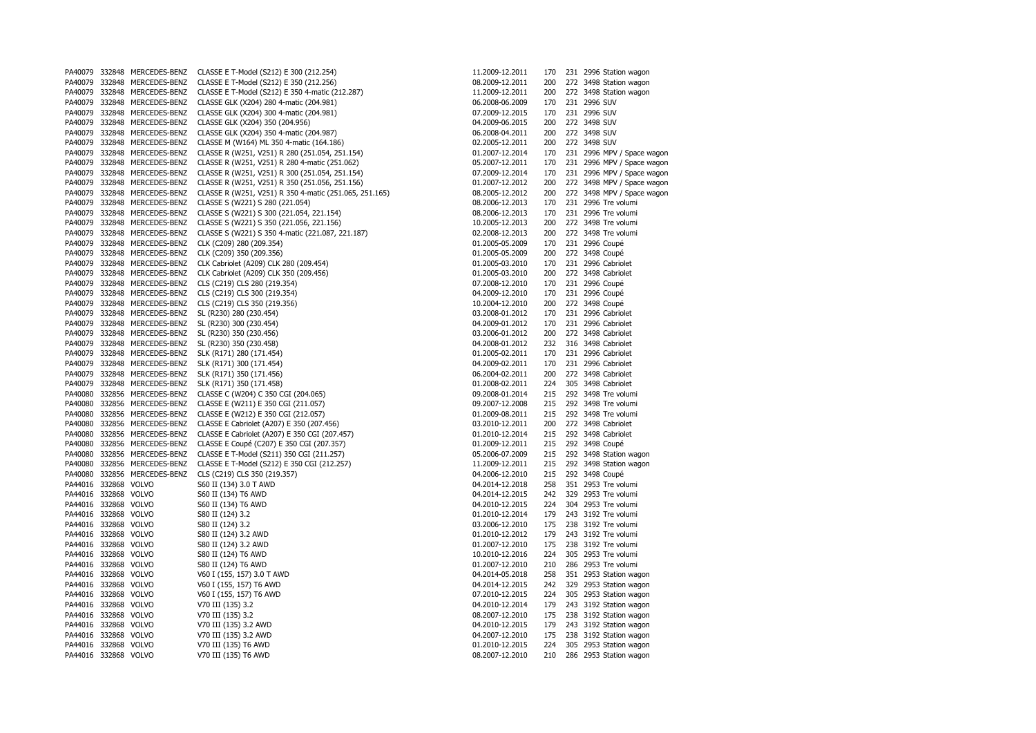| | | | | | | | | |
|---|---|---|---|---|---|---|---|---|
| PA40079 | 332848 | MERCEDES-BENZ | CLASSE E T-Model (S212) E 300 (212.254) | 11.2009-12.2011 | 170 | 231 | 2996 | Station wagon |
| PA40079 | 332848 | MERCEDES-BENZ | CLASSE E T-Model (S212) E 350 (212.256) | 08.2009-12.2011 | 200 | 272 | 3498 | Station wagon |
| PA40079 | 332848 | MERCEDES-BENZ | CLASSE E T-Model (S212) E 350 4-matic (212.287) | 11.2009-12.2011 | 200 | 272 | 3498 | Station wagon |
| PA40079 | 332848 | MERCEDES-BENZ | CLASSE GLK (X204) 280 4-matic (204.981) | 06.2008-06.2009 | 170 | 231 | 2996 | SUV |
| PA40079 | 332848 | MERCEDES-BENZ | CLASSE GLK (X204) 300 4-matic (204.981) | 07.2009-12.2015 | 170 | 231 | 2996 | SUV |
| PA40079 | 332848 | MERCEDES-BENZ | CLASSE GLK (X204) 350 (204.956) | 04.2009-06.2015 | 200 | 272 | 3498 | SUV |
| PA40079 | 332848 | MERCEDES-BENZ | CLASSE GLK (X204) 350 4-matic (204.987) | 06.2008-04.2011 | 200 | 272 | 3498 | SUV |
| PA40079 | 332848 | MERCEDES-BENZ | CLASSE M (W164) ML 350 4-matic (164.186) | 02.2005-12.2011 | 200 | 272 | 3498 | SUV |
| PA40079 | 332848 | MERCEDES-BENZ | CLASSE R (W251, V251) R 280 (251.054, 251.154) | 01.2007-12.2014 | 170 | 231 | 2996 | MPV / Space wagon |
| PA40079 | 332848 | MERCEDES-BENZ | CLASSE R (W251, V251) R 280 4-matic (251.062) | 05.2007-12.2011 | 170 | 231 | 2996 | MPV / Space wagon |
| PA40079 | 332848 | MERCEDES-BENZ | CLASSE R (W251, V251) R 300 (251.054, 251.154) | 07.2009-12.2014 | 170 | 231 | 2996 | MPV / Space wagon |
| PA40079 | 332848 | MERCEDES-BENZ | CLASSE R (W251, V251) R 350 (251.056, 251.156) | 01.2007-12.2012 | 200 | 272 | 3498 | MPV / Space wagon |
| PA40079 | 332848 | MERCEDES-BENZ | CLASSE R (W251, V251) R 350 4-matic (251.065, 251.165) | 08.2005-12.2012 | 200 | 272 | 3498 | MPV / Space wagon |
| PA40079 | 332848 | MERCEDES-BENZ | CLASSE S (W221) S 280 (221.054) | 08.2006-12.2013 | 170 | 231 | 2996 | Tre volumi |
| PA40079 | 332848 | MERCEDES-BENZ | CLASSE S (W221) S 300 (221.054, 221.154) | 08.2006-12.2013 | 170 | 231 | 2996 | Tre volumi |
| PA40079 | 332848 | MERCEDES-BENZ | CLASSE S (W221) S 350 (221.056, 221.156) | 10.2005-12.2013 | 200 | 272 | 3498 | Tre volumi |
| PA40079 | 332848 | MERCEDES-BENZ | CLASSE S (W221) S 350 4-matic (221.087, 221.187) | 02.2008-12.2013 | 200 | 272 | 3498 | Tre volumi |
| PA40079 | 332848 | MERCEDES-BENZ | CLK (C209) 280 (209.354) | 01.2005-05.2009 | 170 | 231 | 2996 | Coupé |
| PA40079 | 332848 | MERCEDES-BENZ | CLK (C209) 350 (209.356) | 01.2005-05.2009 | 200 | 272 | 3498 | Coupé |
| PA40079 | 332848 | MERCEDES-BENZ | CLK Cabriolet (A209) CLK 280 (209.454) | 01.2005-03.2010 | 170 | 231 | 2996 | Cabriolet |
| PA40079 | 332848 | MERCEDES-BENZ | CLK Cabriolet (A209) CLK 350 (209.456) | 01.2005-03.2010 | 200 | 272 | 3498 | Cabriolet |
| PA40079 | 332848 | MERCEDES-BENZ | CLS (C219) CLS 280 (219.354) | 07.2008-12.2010 | 170 | 231 | 2996 | Coupé |
| PA40079 | 332848 | MERCEDES-BENZ | CLS (C219) CLS 300 (219.354) | 04.2009-12.2010 | 170 | 231 | 2996 | Coupé |
| PA40079 | 332848 | MERCEDES-BENZ | CLS (C219) CLS 350 (219.356) | 10.2004-12.2010 | 200 | 272 | 3498 | Coupé |
| PA40079 | 332848 | MERCEDES-BENZ | SL (R230) 280 (230.454) | 03.2008-01.2012 | 170 | 231 | 2996 | Cabriolet |
| PA40079 | 332848 | MERCEDES-BENZ | SL (R230) 300 (230.454) | 04.2009-01.2012 | 170 | 231 | 2996 | Cabriolet |
| PA40079 | 332848 | MERCEDES-BENZ | SL (R230) 350 (230.456) | 03.2006-01.2012 | 200 | 272 | 3498 | Cabriolet |
| PA40079 | 332848 | MERCEDES-BENZ | SL (R230) 350 (230.458) | 04.2008-01.2012 | 232 | 316 | 3498 | Cabriolet |
| PA40079 | 332848 | MERCEDES-BENZ | SLK (R171) 280 (171.454) | 01.2005-02.2011 | 170 | 231 | 2996 | Cabriolet |
| PA40079 | 332848 | MERCEDES-BENZ | SLK (R171) 300 (171.454) | 04.2009-02.2011 | 170 | 231 | 2996 | Cabriolet |
| PA40079 | 332848 | MERCEDES-BENZ | SLK (R171) 350 (171.456) | 06.2004-02.2011 | 200 | 272 | 3498 | Cabriolet |
| PA40079 | 332848 | MERCEDES-BENZ | SLK (R171) 350 (171.458) | 01.2008-02.2011 | 224 | 305 | 3498 | Cabriolet |
| PA40080 | 332856 | MERCEDES-BENZ | CLASSE C (W204) C 350 CGI (204.065) | 09.2008-01.2014 | 215 | 292 | 3498 | Tre volumi |
| PA40080 | 332856 | MERCEDES-BENZ | CLASSE E (W211) E 350 CGI (211.057) | 09.2007-12.2008 | 215 | 292 | 3498 | Tre volumi |
| PA40080 | 332856 | MERCEDES-BENZ | CLASSE E (W212) E 350 CGI (212.057) | 01.2009-08.2011 | 215 | 292 | 3498 | Tre volumi |
| PA40080 | 332856 | MERCEDES-BENZ | CLASSE E Cabriolet (A207) E 350 (207.456) | 03.2010-12.2011 | 200 | 272 | 3498 | Cabriolet |
| PA40080 | 332856 | MERCEDES-BENZ | CLASSE E Cabriolet (A207) E 350 CGI (207.457) | 01.2010-12.2014 | 215 | 292 | 3498 | Cabriolet |
| PA40080 | 332856 | MERCEDES-BENZ | CLASSE E Coupé (C207) E 350 CGI (207.357) | 01.2009-12.2011 | 215 | 292 | 3498 | Coupé |
| PA40080 | 332856 | MERCEDES-BENZ | CLASSE E T-Model (S211) 350 CGI (211.257) | 05.2006-07.2009 | 215 | 292 | 3498 | Station wagon |
| PA40080 | 332856 | MERCEDES-BENZ | CLASSE E T-Model (S212) E 350 CGI (212.257) | 11.2009-12.2011 | 215 | 292 | 3498 | Station wagon |
| PA40080 | 332856 | MERCEDES-BENZ | CLS (C219) CLS 350 (219.357) | 04.2006-12.2010 | 215 | 292 | 3498 | Coupé |
| PA44016 | 332868 | VOLVO | S60 II (134) 3.0 T AWD | 04.2014-12.2018 | 258 | 351 | 2953 | Tre volumi |
| PA44016 | 332868 | VOLVO | S60 II (134) T6 AWD | 04.2014-12.2015 | 242 | 329 | 2953 | Tre volumi |
| PA44016 | 332868 | VOLVO | S60 II (134) T6 AWD | 04.2010-12.2015 | 224 | 304 | 2953 | Tre volumi |
| PA44016 | 332868 | VOLVO | S80 II (124) 3.2 | 01.2010-12.2014 | 179 | 243 | 3192 | Tre volumi |
| PA44016 | 332868 | VOLVO | S80 II (124) 3.2 | 03.2006-12.2010 | 175 | 238 | 3192 | Tre volumi |
| PA44016 | 332868 | VOLVO | S80 II (124) 3.2 AWD | 01.2010-12.2012 | 179 | 243 | 3192 | Tre volumi |
| PA44016 | 332868 | VOLVO | S80 II (124) 3.2 AWD | 01.2007-12.2010 | 175 | 238 | 3192 | Tre volumi |
| PA44016 | 332868 | VOLVO | S80 II (124) T6 AWD | 10.2010-12.2016 | 224 | 305 | 2953 | Tre volumi |
| PA44016 | 332868 | VOLVO | S80 II (124) T6 AWD | 01.2007-12.2010 | 210 | 286 | 2953 | Tre volumi |
| PA44016 | 332868 | VOLVO | V60 I (155, 157) 3.0 T AWD | 04.2014-05.2018 | 258 | 351 | 2953 | Station wagon |
| PA44016 | 332868 | VOLVO | V60 I (155, 157) T6 AWD | 04.2014-12.2015 | 242 | 329 | 2953 | Station wagon |
| PA44016 | 332868 | VOLVO | V60 I (155, 157) T6 AWD | 07.2010-12.2015 | 224 | 305 | 2953 | Station wagon |
| PA44016 | 332868 | VOLVO | V70 III (135) 3.2 | 04.2010-12.2014 | 179 | 243 | 3192 | Station wagon |
| PA44016 | 332868 | VOLVO | V70 III (135) 3.2 | 08.2007-12.2010 | 175 | 238 | 3192 | Station wagon |
| PA44016 | 332868 | VOLVO | V70 III (135) 3.2 AWD | 04.2010-12.2015 | 179 | 243 | 3192 | Station wagon |
| PA44016 | 332868 | VOLVO | V70 III (135) 3.2 AWD | 04.2007-12.2010 | 175 | 238 | 3192 | Station wagon |
| PA44016 | 332868 | VOLVO | V70 III (135) T6 AWD | 01.2010-12.2015 | 224 | 305 | 2953 | Station wagon |
| PA44016 | 332868 | VOLVO | V70 III (135) T6 AWD | 08.2007-12.2010 | 210 | 286 | 2953 | Station wagon |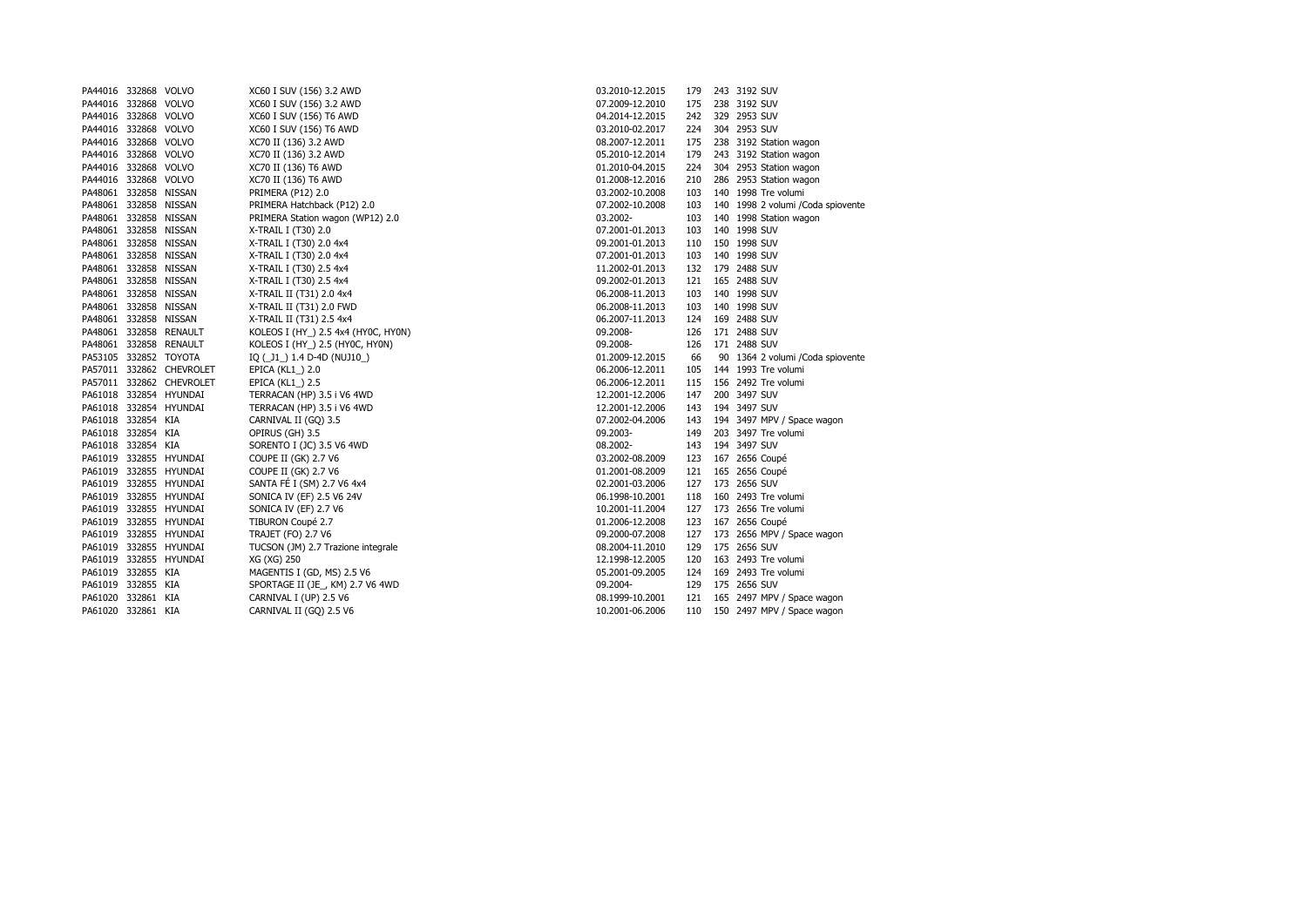| | | | | | | | | |
|---|---|---|---|---|---|---|---|---|
| PA44016 | 332868 | VOLVO | XC60 I SUV (156) 3.2 AWD | 03.2010-12.2015 | 179 | 243 | 3192 | SUV |
| PA44016 | 332868 | VOLVO | XC60 I SUV (156) 3.2 AWD | 07.2009-12.2010 | 175 | 238 | 3192 | SUV |
| PA44016 | 332868 | VOLVO | XC60 I SUV (156) T6 AWD | 04.2014-12.2015 | 242 | 329 | 2953 | SUV |
| PA44016 | 332868 | VOLVO | XC60 I SUV (156) T6 AWD | 03.2010-02.2017 | 224 | 304 | 2953 | SUV |
| PA44016 | 332868 | VOLVO | XC70 II (136) 3.2 AWD | 08.2007-12.2011 | 175 | 238 | 3192 | Station wagon |
| PA44016 | 332868 | VOLVO | XC70 II (136) 3.2 AWD | 05.2010-12.2014 | 179 | 243 | 3192 | Station wagon |
| PA44016 | 332868 | VOLVO | XC70 II (136) T6 AWD | 01.2010-04.2015 | 224 | 304 | 2953 | Station wagon |
| PA44016 | 332868 | VOLVO | XC70 II (136) T6 AWD | 01.2008-12.2016 | 210 | 286 | 2953 | Station wagon |
| PA48061 | 332858 | NISSAN | PRIMERA (P12) 2.0 | 03.2002-10.2008 | 103 | 140 | 1998 | Tre volumi |
| PA48061 | 332858 | NISSAN | PRIMERA Hatchback (P12) 2.0 | 07.2002-10.2008 | 103 | 140 | 1998 | 2 volumi /Coda spiovente |
| PA48061 | 332858 | NISSAN | PRIMERA Station wagon (WP12) 2.0 | 03.2002- | 103 | 140 | 1998 | Station wagon |
| PA48061 | 332858 | NISSAN | X-TRAIL I (T30) 2.0 | 07.2001-01.2013 | 103 | 140 | 1998 | SUV |
| PA48061 | 332858 | NISSAN | X-TRAIL I (T30) 2.0 4x4 | 09.2001-01.2013 | 110 | 150 | 1998 | SUV |
| PA48061 | 332858 | NISSAN | X-TRAIL I (T30) 2.0 4x4 | 07.2001-01.2013 | 103 | 140 | 1998 | SUV |
| PA48061 | 332858 | NISSAN | X-TRAIL I (T30) 2.5 4x4 | 11.2002-01.2013 | 132 | 179 | 2488 | SUV |
| PA48061 | 332858 | NISSAN | X-TRAIL I (T30) 2.5 4x4 | 09.2002-01.2013 | 121 | 165 | 2488 | SUV |
| PA48061 | 332858 | NISSAN | X-TRAIL II (T31) 2.0 4x4 | 06.2008-11.2013 | 103 | 140 | 1998 | SUV |
| PA48061 | 332858 | NISSAN | X-TRAIL II (T31) 2.0 FWD | 06.2008-11.2013 | 103 | 140 | 1998 | SUV |
| PA48061 | 332858 | NISSAN | X-TRAIL II (T31) 2.5 4x4 | 06.2007-11.2013 | 124 | 169 | 2488 | SUV |
| PA48061 | 332858 | RENAULT | KOLEOS I (HY_) 2.5 4x4 (HY0C, HY0N) | 09.2008- | 126 | 171 | 2488 | SUV |
| PA48061 | 332858 | RENAULT | KOLEOS I (HY_) 2.5 (HY0C, HY0N) | 09.2008- | 126 | 171 | 2488 | SUV |
| PA53105 | 332852 | TOYOTA | IQ (_J1_) 1.4 D-4D (NUJ10_) | 01.2009-12.2015 | 66 | 90 | 1364 | 2 volumi /Coda spiovente |
| PA57011 | 332862 | CHEVROLET | EPICA (KL1_) 2.0 | 06.2006-12.2011 | 105 | 144 | 1993 | Tre volumi |
| PA57011 | 332862 | CHEVROLET | EPICA (KL1_) 2.5 | 06.2006-12.2011 | 115 | 156 | 2492 | Tre volumi |
| PA61018 | 332854 | HYUNDAI | TERRACAN (HP) 3.5 i V6 4WD | 12.2001-12.2006 | 147 | 200 | 3497 | SUV |
| PA61018 | 332854 | HYUNDAI | TERRACAN (HP) 3.5 i V6 4WD | 12.2001-12.2006 | 143 | 194 | 3497 | SUV |
| PA61018 | 332854 | KIA | CARNIVAL II (GQ) 3.5 | 07.2002-04.2006 | 143 | 194 | 3497 | MPV / Space wagon |
| PA61018 | 332854 | KIA | OPIRUS (GH) 3.5 | 09.2003- | 149 | 203 | 3497 | Tre volumi |
| PA61018 | 332854 | KIA | SORENTO I (JC) 3.5 V6 4WD | 08.2002- | 143 | 194 | 3497 | SUV |
| PA61019 | 332855 | HYUNDAI | COUPE II (GK) 2.7 V6 | 03.2002-08.2009 | 123 | 167 | 2656 | Coupé |
| PA61019 | 332855 | HYUNDAI | COUPE II (GK) 2.7 V6 | 01.2001-08.2009 | 121 | 165 | 2656 | Coupé |
| PA61019 | 332855 | HYUNDAI | SANTA FÉ I (SM) 2.7 V6 4x4 | 02.2001-03.2006 | 127 | 173 | 2656 | SUV |
| PA61019 | 332855 | HYUNDAI | SONICA IV (EF) 2.5 V6 24V | 06.1998-10.2001 | 118 | 160 | 2493 | Tre volumi |
| PA61019 | 332855 | HYUNDAI | SONICA IV (EF) 2.7 V6 | 10.2001-11.2004 | 127 | 173 | 2656 | Tre volumi |
| PA61019 | 332855 | HYUNDAI | TIBURON Coupé 2.7 | 01.2006-12.2008 | 123 | 167 | 2656 | Coupé |
| PA61019 | 332855 | HYUNDAI | TRAJET (FO) 2.7 V6 | 09.2000-07.2008 | 127 | 173 | 2656 | MPV / Space wagon |
| PA61019 | 332855 | HYUNDAI | TUCSON (JM) 2.7 Trazione integrale | 08.2004-11.2010 | 129 | 175 | 2656 | SUV |
| PA61019 | 332855 | HYUNDAI | XG (XG) 250 | 12.1998-12.2005 | 120 | 163 | 2493 | Tre volumi |
| PA61019 | 332855 | KIA | MAGENTIS I (GD, MS) 2.5 V6 | 05.2001-09.2005 | 124 | 169 | 2493 | Tre volumi |
| PA61019 | 332855 | KIA | SPORTAGE II (JE_, KM) 2.7 V6 4WD | 09.2004- | 129 | 175 | 2656 | SUV |
| PA61020 | 332861 | KIA | CARNIVAL I (UP) 2.5 V6 | 08.1999-10.2001 | 121 | 165 | 2497 | MPV / Space wagon |
| PA61020 | 332861 | KIA | CARNIVAL II (GQ) 2.5 V6 | 10.2001-06.2006 | 110 | 150 | 2497 | MPV / Space wagon |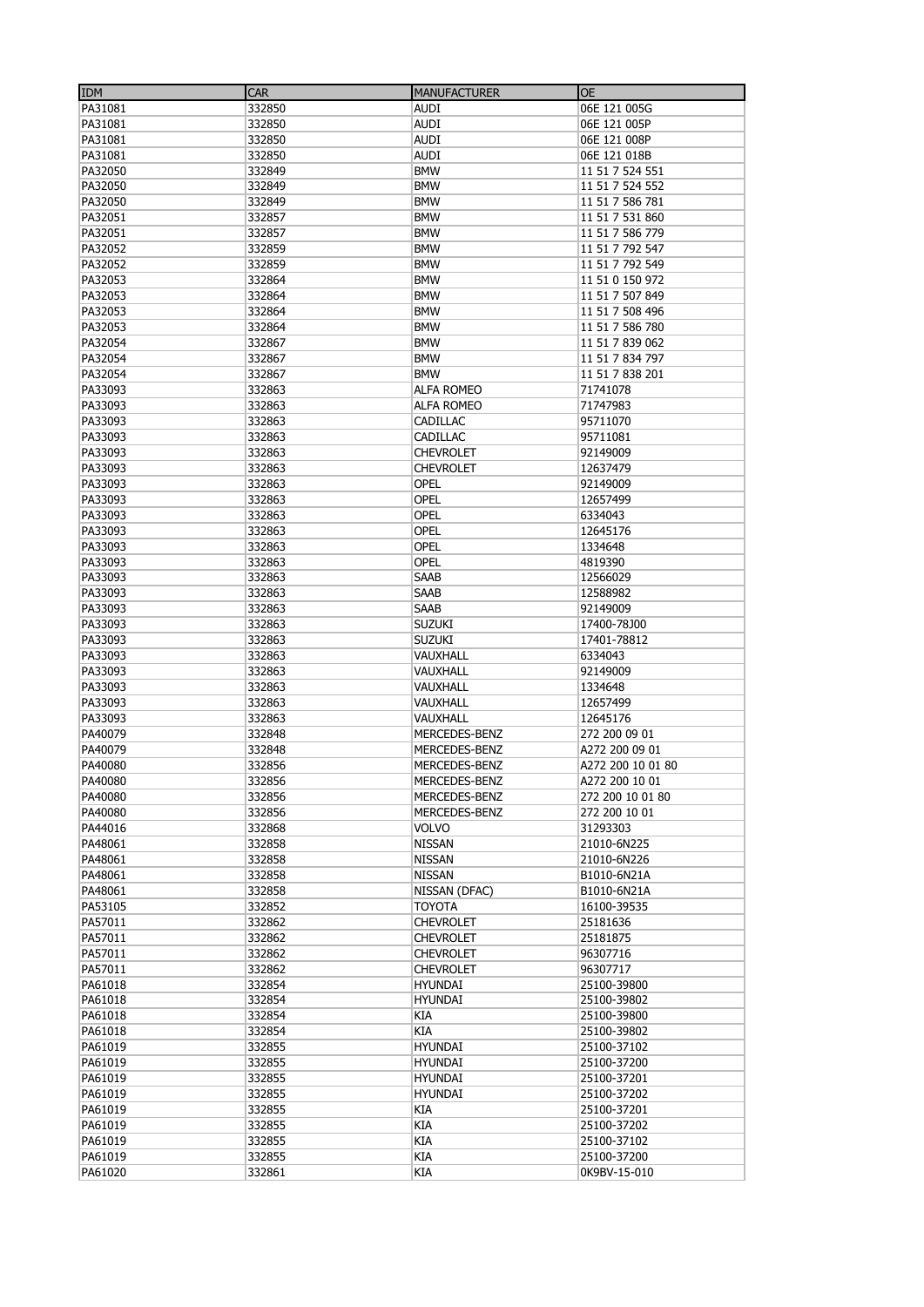| IDM | CAR | MANUFACTURER | OE |
|---|---|---|---|
| PA31081 | 332850 | AUDI | 06E 121 005G |
| PA31081 | 332850 | AUDI | 06E 121 005P |
| PA31081 | 332850 | AUDI | 06E 121 008P |
| PA31081 | 332850 | AUDI | 06E 121 018B |
| PA32050 | 332849 | BMW | 11 51 7 524 551 |
| PA32050 | 332849 | BMW | 11 51 7 524 552 |
| PA32050 | 332849 | BMW | 11 51 7 586 781 |
| PA32051 | 332857 | BMW | 11 51 7 531 860 |
| PA32051 | 332857 | BMW | 11 51 7 586 779 |
| PA32052 | 332859 | BMW | 11 51 7 792 547 |
| PA32052 | 332859 | BMW | 11 51 7 792 549 |
| PA32053 | 332864 | BMW | 11 51 0 150 972 |
| PA32053 | 332864 | BMW | 11 51 7 507 849 |
| PA32053 | 332864 | BMW | 11 51 7 508 496 |
| PA32053 | 332864 | BMW | 11 51 7 586 780 |
| PA32054 | 332867 | BMW | 11 51 7 839 062 |
| PA32054 | 332867 | BMW | 11 51 7 834 797 |
| PA32054 | 332867 | BMW | 11 51 7 838 201 |
| PA33093 | 332863 | ALFA ROMEO | 71741078 |
| PA33093 | 332863 | ALFA ROMEO | 71747983 |
| PA33093 | 332863 | CADILLAC | 95711070 |
| PA33093 | 332863 | CADILLAC | 95711081 |
| PA33093 | 332863 | CHEVROLET | 92149009 |
| PA33093 | 332863 | CHEVROLET | 12637479 |
| PA33093 | 332863 | OPEL | 92149009 |
| PA33093 | 332863 | OPEL | 12657499 |
| PA33093 | 332863 | OPEL | 6334043 |
| PA33093 | 332863 | OPEL | 12645176 |
| PA33093 | 332863 | OPEL | 1334648 |
| PA33093 | 332863 | OPEL | 4819390 |
| PA33093 | 332863 | SAAB | 12566029 |
| PA33093 | 332863 | SAAB | 12588982 |
| PA33093 | 332863 | SAAB | 92149009 |
| PA33093 | 332863 | SUZUKI | 17400-78J00 |
| PA33093 | 332863 | SUZUKI | 17401-78812 |
| PA33093 | 332863 | VAUXHALL | 6334043 |
| PA33093 | 332863 | VAUXHALL | 92149009 |
| PA33093 | 332863 | VAUXHALL | 1334648 |
| PA33093 | 332863 | VAUXHALL | 12657499 |
| PA33093 | 332863 | VAUXHALL | 12645176 |
| PA40079 | 332848 | MERCEDES-BENZ | 272 200 09 01 |
| PA40079 | 332848 | MERCEDES-BENZ | A272 200 09 01 |
| PA40080 | 332856 | MERCEDES-BENZ | A272 200 10 01 80 |
| PA40080 | 332856 | MERCEDES-BENZ | A272 200 10 01 |
| PA40080 | 332856 | MERCEDES-BENZ | 272 200 10 01 80 |
| PA40080 | 332856 | MERCEDES-BENZ | 272 200 10 01 |
| PA44016 | 332868 | VOLVO | 31293303 |
| PA48061 | 332858 | NISSAN | 21010-6N225 |
| PA48061 | 332858 | NISSAN | 21010-6N226 |
| PA48061 | 332858 | NISSAN | B1010-6N21A |
| PA48061 | 332858 | NISSAN (DFAC) | B1010-6N21A |
| PA53105 | 332852 | TOYOTA | 16100-39535 |
| PA57011 | 332862 | CHEVROLET | 25181636 |
| PA57011 | 332862 | CHEVROLET | 25181875 |
| PA57011 | 332862 | CHEVROLET | 96307716 |
| PA57011 | 332862 | CHEVROLET | 96307717 |
| PA61018 | 332854 | HYUNDAI | 25100-39800 |
| PA61018 | 332854 | HYUNDAI | 25100-39802 |
| PA61018 | 332854 | KIA | 25100-39800 |
| PA61018 | 332854 | KIA | 25100-39802 |
| PA61019 | 332855 | HYUNDAI | 25100-37102 |
| PA61019 | 332855 | HYUNDAI | 25100-37200 |
| PA61019 | 332855 | HYUNDAI | 25100-37201 |
| PA61019 | 332855 | HYUNDAI | 25100-37202 |
| PA61019 | 332855 | KIA | 25100-37201 |
| PA61019 | 332855 | KIA | 25100-37202 |
| PA61019 | 332855 | KIA | 25100-37102 |
| PA61019 | 332855 | KIA | 25100-37200 |
| PA61020 | 332861 | KIA | 0K9BV-15-010 |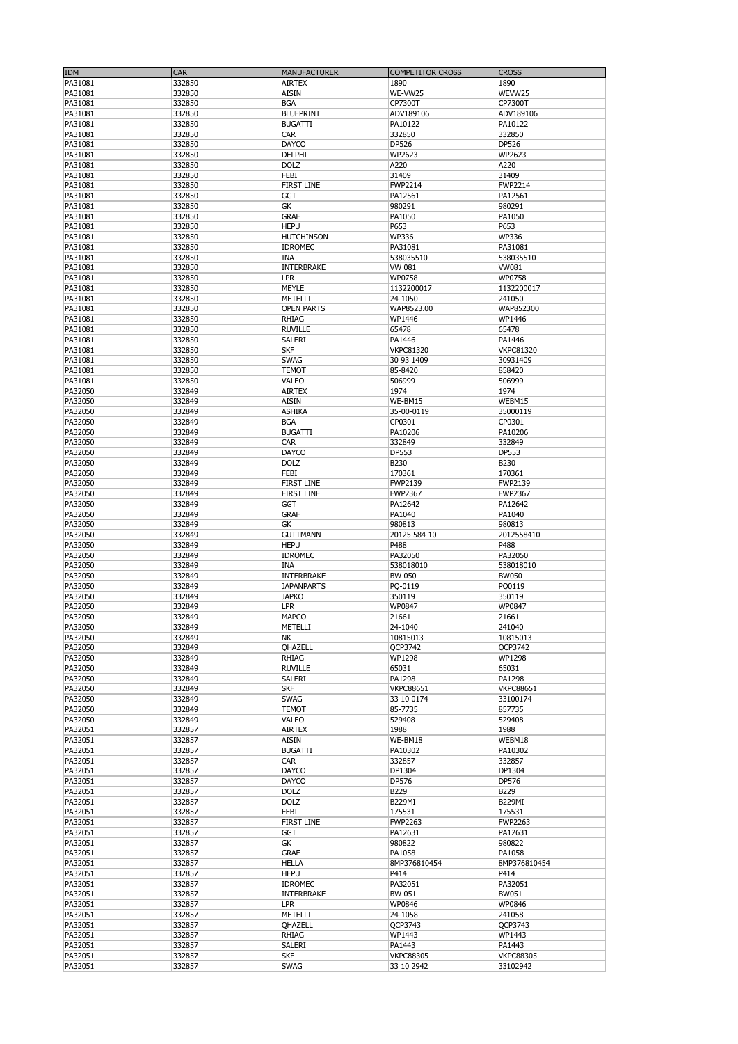| IDM | CAR | MANUFACTURER | COMPETITOR CROSS | CROSS |
|---|---|---|---|---|
| PA31081 | 332850 | AIRTEX | 1890 | 1890 |
| PA31081 | 332850 | AISIN | WE-VW25 | WEVW25 |
| PA31081 | 332850 | BGA | CP7300T | CP7300T |
| PA31081 | 332850 | BLUEPRINT | ADV189106 | ADV189106 |
| PA31081 | 332850 | BUGATTI | PA10122 | PA10122 |
| PA31081 | 332850 | CAR | 332850 | 332850 |
| PA31081 | 332850 | DAYCO | DP526 | DP526 |
| PA31081 | 332850 | DELPHI | WP2623 | WP2623 |
| PA31081 | 332850 | DOLZ | A220 | A220 |
| PA31081 | 332850 | FEBI | 31409 | 31409 |
| PA31081 | 332850 | FIRST LINE | FWP2214 | FWP2214 |
| PA31081 | 332850 | GGT | PA12561 | PA12561 |
| PA31081 | 332850 | GK | 980291 | 980291 |
| PA31081 | 332850 | GRAF | PA1050 | PA1050 |
| PA31081 | 332850 | HEPU | P653 | P653 |
| PA31081 | 332850 | HUTCHINSON | WP336 | WP336 |
| PA31081 | 332850 | IDROMEC | PA31081 | PA31081 |
| PA31081 | 332850 | INA | 538035510 | 538035510 |
| PA31081 | 332850 | INTERBRAKE | VW 081 | VW081 |
| PA31081 | 332850 | LPR | WP0758 | WP0758 |
| PA31081 | 332850 | MEYLE | 1132200017 | 1132200017 |
| PA31081 | 332850 | METELLI | 24-1050 | 241050 |
| PA31081 | 332850 | OPEN PARTS | WAP8523.00 | WAP852300 |
| PA31081 | 332850 | RHIAG | WP1446 | WP1446 |
| PA31081 | 332850 | RUVILLE | 65478 | 65478 |
| PA31081 | 332850 | SALERI | PA1446 | PA1446 |
| PA31081 | 332850 | SKF | VKPC81320 | VKPC81320 |
| PA31081 | 332850 | SWAG | 30 93 1409 | 30931409 |
| PA31081 | 332850 | TEMOT | 85-8420 | 858420 |
| PA31081 | 332850 | VALEO | 506999 | 506999 |
| PA32050 | 332849 | AIRTEX | 1974 | 1974 |
| PA32050 | 332849 | AISIN | WE-BM15 | WEBM15 |
| PA32050 | 332849 | ASHIKA | 35-00-0119 | 35000119 |
| PA32050 | 332849 | BGA | CP0301 | CP0301 |
| PA32050 | 332849 | BUGATTI | PA10206 | PA10206 |
| PA32050 | 332849 | CAR | 332849 | 332849 |
| PA32050 | 332849 | DAYCO | DP553 | DP553 |
| PA32050 | 332849 | DOLZ | B230 | B230 |
| PA32050 | 332849 | FEBI | 170361 | 170361 |
| PA32050 | 332849 | FIRST LINE | FWP2139 | FWP2139 |
| PA32050 | 332849 | FIRST LINE | FWP2367 | FWP2367 |
| PA32050 | 332849 | GGT | PA12642 | PA12642 |
| PA32050 | 332849 | GRAF | PA1040 | PA1040 |
| PA32050 | 332849 | GK | 980813 | 980813 |
| PA32050 | 332849 | GUTTMANN | 20125 584 10 | 2012558410 |
| PA32050 | 332849 | HEPU | P488 | P488 |
| PA32050 | 332849 | IDROMEC | PA32050 | PA32050 |
| PA32050 | 332849 | INA | 538018010 | 538018010 |
| PA32050 | 332849 | INTERBRAKE | BW 050 | BW050 |
| PA32050 | 332849 | JAPANPARTS | PQ-0119 | PQ0119 |
| PA32050 | 332849 | JAPKO | 350119 | 350119 |
| PA32050 | 332849 | LPR | WP0847 | WP0847 |
| PA32050 | 332849 | MAPCO | 21661 | 21661 |
| PA32050 | 332849 | METELLI | 24-1040 | 241040 |
| PA32050 | 332849 | NK | 10815013 | 10815013 |
| PA32050 | 332849 | QHAZELL | QCP3742 | QCP3742 |
| PA32050 | 332849 | RHIAG | WP1298 | WP1298 |
| PA32050 | 332849 | RUVILLE | 65031 | 65031 |
| PA32050 | 332849 | SALERI | PA1298 | PA1298 |
| PA32050 | 332849 | SKF | VKPC88651 | VKPC88651 |
| PA32050 | 332849 | SWAG | 33 10 0174 | 33100174 |
| PA32050 | 332849 | TEMOT | 85-7735 | 857735 |
| PA32050 | 332849 | VALEO | 529408 | 529408 |
| PA32051 | 332857 | AIRTEX | 1988 | 1988 |
| PA32051 | 332857 | AISIN | WE-BM18 | WEBM18 |
| PA32051 | 332857 | BUGATTI | PA10302 | PA10302 |
| PA32051 | 332857 | CAR | 332857 | 332857 |
| PA32051 | 332857 | DAYCO | DP1304 | DP1304 |
| PA32051 | 332857 | DAYCO | DP576 | DP576 |
| PA32051 | 332857 | DOLZ | B229 | B229 |
| PA32051 | 332857 | DOLZ | B229MI | B229MI |
| PA32051 | 332857 | FEBI | 175531 | 175531 |
| PA32051 | 332857 | FIRST LINE | FWP2263 | FWP2263 |
| PA32051 | 332857 | GGT | PA12631 | PA12631 |
| PA32051 | 332857 | GK | 980822 | 980822 |
| PA32051 | 332857 | GRAF | PA1058 | PA1058 |
| PA32051 | 332857 | HELLA | 8MP376810454 | 8MP376810454 |
| PA32051 | 332857 | HEPU | P414 | P414 |
| PA32051 | 332857 | IDROMEC | PA32051 | PA32051 |
| PA32051 | 332857 | INTERBRAKE | BW 051 | BW051 |
| PA32051 | 332857 | LPR | WP0846 | WP0846 |
| PA32051 | 332857 | METELLI | 24-1058 | 241058 |
| PA32051 | 332857 | QHAZELL | QCP3743 | QCP3743 |
| PA32051 | 332857 | RHIAG | WP1443 | WP1443 |
| PA32051 | 332857 | SALERI | PA1443 | PA1443 |
| PA32051 | 332857 | SKF | VKPC88305 | VKPC88305 |
| PA32051 | 332857 | SWAG | 33 10 2942 | 33102942 |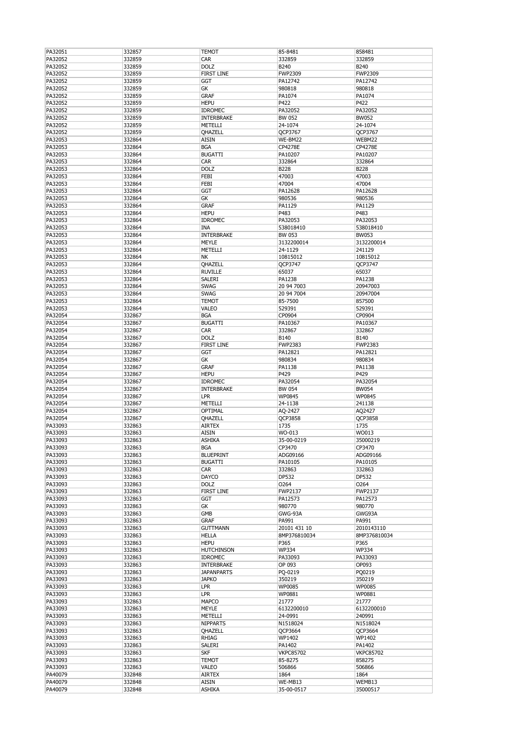| PA32051 | 332857 | TEMOT | 85-8481 | 858481 |
|---|---|---|---|---|
| PA32052 | 332859 | CAR | 332859 | 332859 |
| PA32052 | 332859 | DOLZ | B240 | B240 |
| PA32052 | 332859 | FIRST LINE | FWP2309 | FWP2309 |
| PA32052 | 332859 | GGT | PA12742 | PA12742 |
| PA32052 | 332859 | GK | 980818 | 980818 |
| PA32052 | 332859 | GRAF | PA1074 | PA1074 |
| PA32052 | 332859 | HEPU | P422 | P422 |
| PA32052 | 332859 | IDROMEC | PA32052 | PA32052 |
| PA32052 | 332859 | INTERBRAKE | BW 052 | BW052 |
| PA32052 | 332859 | METELLI | 24-1074 | 24-1074 |
| PA32052 | 332859 | QHAZELL | QCP3767 | QCP3767 |
| PA32053 | 332864 | AISIN | WE-BM22 | WEBM22 |
| PA32053 | 332864 | BGA | CP4278E | CP4278E |
| PA32053 | 332864 | BUGATTI | PA10207 | PA10207 |
| PA32053 | 332864 | CAR | 332864 | 332864 |
| PA32053 | 332864 | DOLZ | B228 | B228 |
| PA32053 | 332864 | FEBI | 47003 | 47003 |
| PA32053 | 332864 | FEBI | 47004 | 47004 |
| PA32053 | 332864 | GGT | PA12628 | PA12628 |
| PA32053 | 332864 | GK | 980536 | 980536 |
| PA32053 | 332864 | GRAF | PA1129 | PA1129 |
| PA32053 | 332864 | HEPU | P483 | P483 |
| PA32053 | 332864 | IDROMEC | PA32053 | PA32053 |
| PA32053 | 332864 | INA | 538018410 | 538018410 |
| PA32053 | 332864 | INTERBRAKE | BW 053 | BW053 |
| PA32053 | 332864 | MEYLE | 3132200014 | 3132200014 |
| PA32053 | 332864 | METELLI | 24-1129 | 241129 |
| PA32053 | 332864 | NK | 10815012 | 10815012 |
| PA32053 | 332864 | QHAZELL | QCP3747 | QCP3747 |
| PA32053 | 332864 | RUVILLE | 65037 | 65037 |
| PA32053 | 332864 | SALERI | PA1238 | PA1238 |
| PA32053 | 332864 | SWAG | 20 94 7003 | 20947003 |
| PA32053 | 332864 | SWAG | 20 94 7004 | 20947004 |
| PA32053 | 332864 | TEMOT | 85-7500 | 857500 |
| PA32053 | 332864 | VALEO | 529391 | 529391 |
| PA32054 | 332867 | BGA | CP0904 | CP0904 |
| PA32054 | 332867 | BUGATTI | PA10367 | PA10367 |
| PA32054 | 332867 | CAR | 332867 | 332867 |
| PA32054 | 332867 | DOLZ | B140 | B140 |
| PA32054 | 332867 | FIRST LINE | FWP2383 | FWP2383 |
| PA32054 | 332867 | GGT | PA12821 | PA12821 |
| PA32054 | 332867 | GK | 980834 | 980834 |
| PA32054 | 332867 | GRAF | PA1138 | PA1138 |
| PA32054 | 332867 | HEPU | P429 | P429 |
| PA32054 | 332867 | IDROMEC | PA32054 | PA32054 |
| PA32054 | 332867 | INTERBRAKE | BW 054 | BW054 |
| PA32054 | 332867 | LPR | WP0845 | WP0845 |
| PA32054 | 332867 | METELLI | 24-1138 | 241138 |
| PA32054 | 332867 | OPTIMAL | AQ-2427 | AQ2427 |
| PA32054 | 332867 | QHAZELL | QCP3858 | QCP3858 |
| PA33093 | 332863 | AIRTEX | 1735 | 1735 |
| PA33093 | 332863 | AISIN | WO-013 | WO013 |
| PA33093 | 332863 | ASHIKA | 35-00-0219 | 35000219 |
| PA33093 | 332863 | BGA | CP3470 | CP3470 |
| PA33093 | 332863 | BLUEPRINT | ADG09166 | ADG09166 |
| PA33093 | 332863 | BUGATTI | PA10105 | PA10105 |
| PA33093 | 332863 | CAR | 332863 | 332863 |
| PA33093 | 332863 | DAYCO | DP532 | DP532 |
| PA33093 | 332863 | DOLZ | O264 | O264 |
| PA33093 | 332863 | FIRST LINE | FWP2137 | FWP2137 |
| PA33093 | 332863 | GGT | PA12573 | PA12573 |
| PA33093 | 332863 | GK | 980770 | 980770 |
| PA33093 | 332863 | GMB | GWG-93A | GWG93A |
| PA33093 | 332863 | GRAF | PA991 | PA991 |
| PA33093 | 332863 | GUTTMANN | 20101 431 10 | 2010143110 |
| PA33093 | 332863 | HELLA | 8MP376810034 | 8MP376810034 |
| PA33093 | 332863 | HEPU | P365 | P365 |
| PA33093 | 332863 | HUTCHINSON | WP334 | WP334 |
| PA33093 | 332863 | IDROMEC | PA33093 | PA33093 |
| PA33093 | 332863 | INTERBRAKE | OP 093 | OP093 |
| PA33093 | 332863 | JAPANPARTS | PQ-0219 | PQ0219 |
| PA33093 | 332863 | JAPKO | 350219 | 350219 |
| PA33093 | 332863 | LPR | WP0085 | WP0085 |
| PA33093 | 332863 | LPR | WP0881 | WP0881 |
| PA33093 | 332863 | MAPCO | 21777 | 21777 |
| PA33093 | 332863 | MEYLE | 6132200010 | 6132200010 |
| PA33093 | 332863 | METELLI | 24-0991 | 240991 |
| PA33093 | 332863 | NIPPARTS | N1518024 | N1518024 |
| PA33093 | 332863 | QHAZELL | QCP3664 | QCP3664 |
| PA33093 | 332863 | RHIAG | WP1402 | WP1402 |
| PA33093 | 332863 | SALERI | PA1402 | PA1402 |
| PA33093 | 332863 | SKF | VKPC85702 | VKPC85702 |
| PA33093 | 332863 | TEMOT | 85-8275 | 858275 |
| PA33093 | 332863 | VALEO | 506866 | 506866 |
| PA40079 | 332848 | AIRTEX | 1864 | 1864 |
| PA40079 | 332848 | AISIN | WE-MB13 | WEMB13 |
| PA40079 | 332848 | ASHIKA | 35-00-0517 | 35000517 |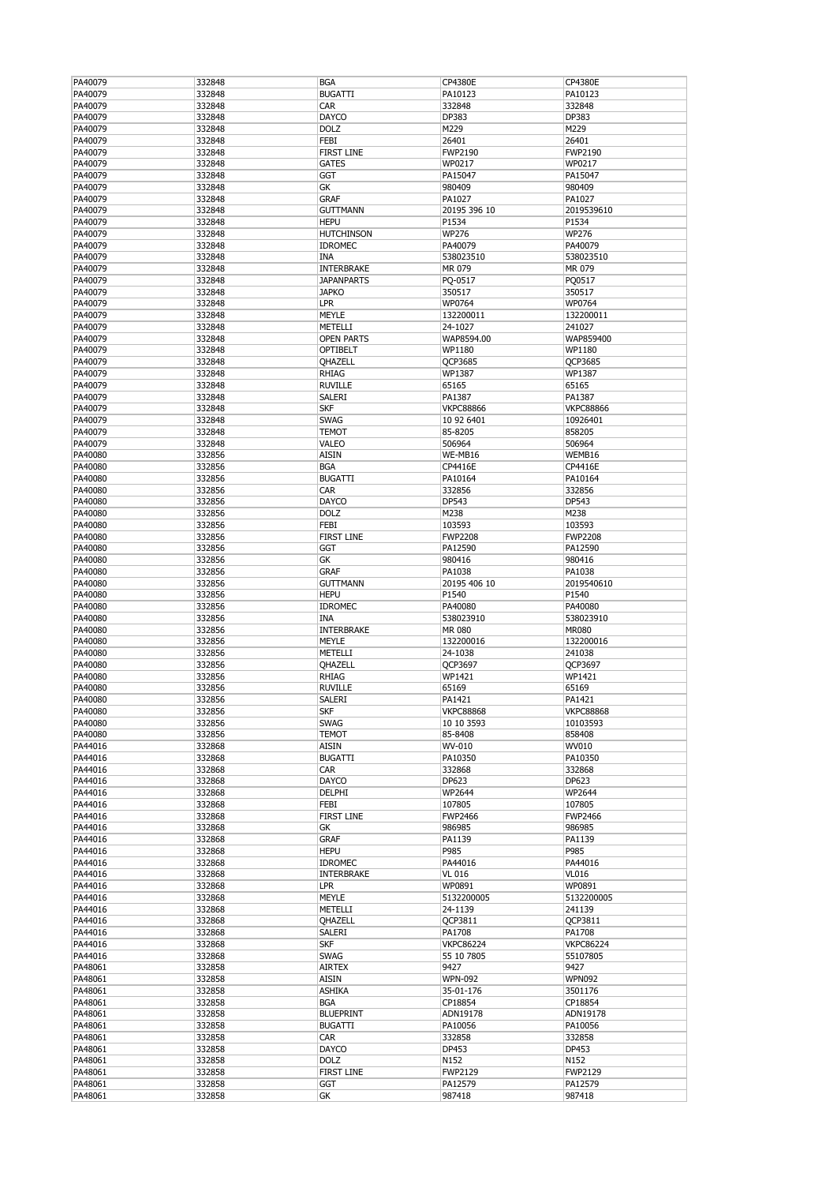| PA40079 | 332848 | BGA | CP4380E | CP4380E |
|---|---|---|---|---|
| PA40079 | 332848 | BUGATTI | PA10123 | PA10123 |
| PA40079 | 332848 | CAR | 332848 | 332848 |
| PA40079 | 332848 | DAYCO | DP383 | DP383 |
| PA40079 | 332848 | DOLZ | M229 | M229 |
| PA40079 | 332848 | FEBI | 26401 | 26401 |
| PA40079 | 332848 | FIRST LINE | FWP2190 | FWP2190 |
| PA40079 | 332848 | GATES | WP0217 | WP0217 |
| PA40079 | 332848 | GGT | PA15047 | PA15047 |
| PA40079 | 332848 | GK | 980409 | 980409 |
| PA40079 | 332848 | GRAF | PA1027 | PA1027 |
| PA40079 | 332848 | GUTTMANN | 20195 396 10 | 2019539610 |
| PA40079 | 332848 | HEPU | P1534 | P1534 |
| PA40079 | 332848 | HUTCHINSON | WP276 | WP276 |
| PA40079 | 332848 | IDROMEC | PA40079 | PA40079 |
| PA40079 | 332848 | INA | 538023510 | 538023510 |
| PA40079 | 332848 | INTERBRAKE | MR 079 | MR 079 |
| PA40079 | 332848 | JAPANPARTS | PQ-0517 | PQ0517 |
| PA40079 | 332848 | JAPKO | 350517 | 350517 |
| PA40079 | 332848 | LPR | WP0764 | WP0764 |
| PA40079 | 332848 | MEYLE | 132200011 | 132200011 |
| PA40079 | 332848 | METELLI | 24-1027 | 241027 |
| PA40079 | 332848 | OPEN PARTS | WAP8594.00 | WAP859400 |
| PA40079 | 332848 | OPTIBELT | WP1180 | WP1180 |
| PA40079 | 332848 | QHAZELL | QCP3685 | QCP3685 |
| PA40079 | 332848 | RHIAG | WP1387 | WP1387 |
| PA40079 | 332848 | RUVILLE | 65165 | 65165 |
| PA40079 | 332848 | SALERI | PA1387 | PA1387 |
| PA40079 | 332848 | SKF | VKPC88866 | VKPC88866 |
| PA40079 | 332848 | SWAG | 10 92 6401 | 10926401 |
| PA40079 | 332848 | TEMOT | 85-8205 | 858205 |
| PA40079 | 332848 | VALEO | 506964 | 506964 |
| PA40080 | 332856 | AISIN | WE-MB16 | WEMB16 |
| PA40080 | 332856 | BGA | CP4416E | CP4416E |
| PA40080 | 332856 | BUGATTI | PA10164 | PA10164 |
| PA40080 | 332856 | CAR | 332856 | 332856 |
| PA40080 | 332856 | DAYCO | DP543 | DP543 |
| PA40080 | 332856 | DOLZ | M238 | M238 |
| PA40080 | 332856 | FEBI | 103593 | 103593 |
| PA40080 | 332856 | FIRST LINE | FWP2208 | FWP2208 |
| PA40080 | 332856 | GGT | PA12590 | PA12590 |
| PA40080 | 332856 | GK | 980416 | 980416 |
| PA40080 | 332856 | GRAF | PA1038 | PA1038 |
| PA40080 | 332856 | GUTTMANN | 20195 406 10 | 2019540610 |
| PA40080 | 332856 | HEPU | P1540 | P1540 |
| PA40080 | 332856 | IDROMEC | PA40080 | PA40080 |
| PA40080 | 332856 | INA | 538023910 | 538023910 |
| PA40080 | 332856 | INTERBRAKE | MR 080 | MR080 |
| PA40080 | 332856 | MEYLE | 132200016 | 132200016 |
| PA40080 | 332856 | METELLI | 24-1038 | 241038 |
| PA40080 | 332856 | QHAZELL | QCP3697 | QCP3697 |
| PA40080 | 332856 | RHIAG | WP1421 | WP1421 |
| PA40080 | 332856 | RUVILLE | 65169 | 65169 |
| PA40080 | 332856 | SALERI | PA1421 | PA1421 |
| PA40080 | 332856 | SKF | VKPC88868 | VKPC88868 |
| PA40080 | 332856 | SWAG | 10 10 3593 | 10103593 |
| PA40080 | 332856 | TEMOT | 85-8408 | 858408 |
| PA44016 | 332868 | AISIN | WV-010 | WV010 |
| PA44016 | 332868 | BUGATTI | PA10350 | PA10350 |
| PA44016 | 332868 | CAR | 332868 | 332868 |
| PA44016 | 332868 | DAYCO | DP623 | DP623 |
| PA44016 | 332868 | DELPHI | WP2644 | WP2644 |
| PA44016 | 332868 | FEBI | 107805 | 107805 |
| PA44016 | 332868 | FIRST LINE | FWP2466 | FWP2466 |
| PA44016 | 332868 | GK | 986985 | 986985 |
| PA44016 | 332868 | GRAF | PA1139 | PA1139 |
| PA44016 | 332868 | HEPU | P985 | P985 |
| PA44016 | 332868 | IDROMEC | PA44016 | PA44016 |
| PA44016 | 332868 | INTERBRAKE | VL 016 | VL016 |
| PA44016 | 332868 | LPR | WP0891 | WP0891 |
| PA44016 | 332868 | MEYLE | 5132200005 | 5132200005 |
| PA44016 | 332868 | METELLI | 24-1139 | 241139 |
| PA44016 | 332868 | QHAZELL | QCP3811 | QCP3811 |
| PA44016 | 332868 | SALERI | PA1708 | PA1708 |
| PA44016 | 332868 | SKF | VKPC86224 | VKPC86224 |
| PA44016 | 332868 | SWAG | 55 10 7805 | 55107805 |
| PA48061 | 332858 | AIRTEX | 9427 | 9427 |
| PA48061 | 332858 | AISIN | WPN-092 | WPN092 |
| PA48061 | 332858 | ASHIKA | 35-01-176 | 3501176 |
| PA48061 | 332858 | BGA | CP18854 | CP18854 |
| PA48061 | 332858 | BLUEPRINT | ADN19178 | ADN19178 |
| PA48061 | 332858 | BUGATTI | PA10056 | PA10056 |
| PA48061 | 332858 | CAR | 332858 | 332858 |
| PA48061 | 332858 | DAYCO | DP453 | DP453 |
| PA48061 | 332858 | DOLZ | N152 | N152 |
| PA48061 | 332858 | FIRST LINE | FWP2129 | FWP2129 |
| PA48061 | 332858 | GGT | PA12579 | PA12579 |
| PA48061 | 332858 | GK | 987418 | 987418 |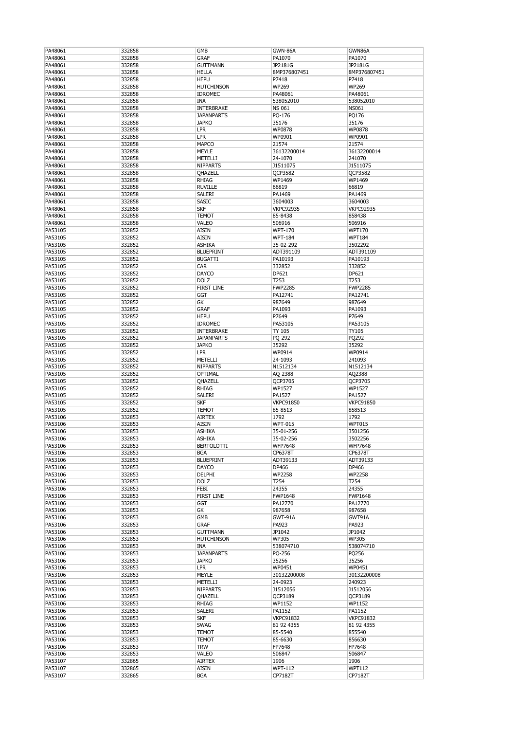| PA48061 | 332858 | GMB | GWN-86A | GWN86A |
|---|---|---|---|---|
| PA48061 | 332858 | GRAF | PA1070 | PA1070 |
| PA48061 | 332858 | GUTTMANN | JP2181G | JP2181G |
| PA48061 | 332858 | HELLA | 8MP376807451 | 8MP376807451 |
| PA48061 | 332858 | HEPU | P7418 | P7418 |
| PA48061 | 332858 | HUTCHINSON | WP269 | WP269 |
| PA48061 | 332858 | IDROMEC | PA48061 | PA48061 |
| PA48061 | 332858 | INA | 538052010 | 538052010 |
| PA48061 | 332858 | INTERBRAKE | NS 061 | NS061 |
| PA48061 | 332858 | JAPANPARTS | PQ-176 | PQ176 |
| PA48061 | 332858 | JAPKO | 35176 | 35176 |
| PA48061 | 332858 | LPR | WP0878 | WP0878 |
| PA48061 | 332858 | LPR | WP0901 | WP0901 |
| PA48061 | 332858 | MAPCO | 21574 | 21574 |
| PA48061 | 332858 | MEYLE | 36132200014 | 36132200014 |
| PA48061 | 332858 | METELLI | 24-1070 | 241070 |
| PA48061 | 332858 | NIPPARTS | J1511075 | J1511075 |
| PA48061 | 332858 | QHAZELL | QCP3582 | QCP3582 |
| PA48061 | 332858 | RHIAG | WP1469 | WP1469 |
| PA48061 | 332858 | RUVILLE | 66819 | 66819 |
| PA48061 | 332858 | SALERI | PA1469 | PA1469 |
| PA48061 | 332858 | SASIC | 3604003 | 3604003 |
| PA48061 | 332858 | SKF | VKPC92935 | VKPC92935 |
| PA48061 | 332858 | TEMOT | 85-8438 | 858438 |
| PA48061 | 332858 | VALEO | 506916 | 506916 |
| PA53105 | 332852 | AISIN | WPT-170 | WPT170 |
| PA53105 | 332852 | AISIN | WPT-184 | WPT184 |
| PA53105 | 332852 | ASHIKA | 35-02-292 | 3502292 |
| PA53105 | 332852 | BLUEPRINT | ADT391109 | ADT391109 |
| PA53105 | 332852 | BUGATTI | PA10193 | PA10193 |
| PA53105 | 332852 | CAR | 332852 | 332852 |
| PA53105 | 332852 | DAYCO | DP621 | DP621 |
| PA53105 | 332852 | DOLZ | T253 | T253 |
| PA53105 | 332852 | FIRST LINE | FWP2285 | FWP2285 |
| PA53105 | 332852 | GGT | PA12741 | PA12741 |
| PA53105 | 332852 | GK | 987649 | 987649 |
| PA53105 | 332852 | GRAF | PA1093 | PA1093 |
| PA53105 | 332852 | HEPU | P7649 | P7649 |
| PA53105 | 332852 | IDROMEC | PA53105 | PA53105 |
| PA53105 | 332852 | INTERBRAKE | TY 105 | TY105 |
| PA53105 | 332852 | JAPANPARTS | PQ-292 | PQ292 |
| PA53105 | 332852 | JAPKO | 35292 | 35292 |
| PA53105 | 332852 | LPR | WP0914 | WP0914 |
| PA53105 | 332852 | METELLI | 24-1093 | 241093 |
| PA53105 | 332852 | NIPPARTS | N1512134 | N1512134 |
| PA53105 | 332852 | OPTIMAL | AQ-2388 | AQ2388 |
| PA53105 | 332852 | QHAZELL | QCP3705 | QCP3705 |
| PA53105 | 332852 | RHIAG | WP1527 | WP1527 |
| PA53105 | 332852 | SALERI | PA1527 | PA1527 |
| PA53105 | 332852 | SKF | VKPC91850 | VKPC91850 |
| PA53105 | 332852 | TEMOT | 85-8513 | 858513 |
| PA53106 | 332853 | AIRTEX | 1792 | 1792 |
| PA53106 | 332853 | AISIN | WPT-015 | WPT015 |
| PA53106 | 332853 | ASHIKA | 35-01-256 | 3501256 |
| PA53106 | 332853 | ASHIKA | 35-02-256 | 3502256 |
| PA53106 | 332853 | BERTOLOTTI | WFP7648 | WFP7648 |
| PA53106 | 332853 | BGA | CP6378T | CP6378T |
| PA53106 | 332853 | BLUEPRINT | ADT39133 | ADT39133 |
| PA53106 | 332853 | DAYCO | DP466 | DP466 |
| PA53106 | 332853 | DELPHI | WP2258 | WP2258 |
| PA53106 | 332853 | DOLZ | T254 | T254 |
| PA53106 | 332853 | FEBI | 24355 | 24355 |
| PA53106 | 332853 | FIRST LINE | FWP1648 | FWP1648 |
| PA53106 | 332853 | GGT | PA12770 | PA12770 |
| PA53106 | 332853 | GK | 987658 | 987658 |
| PA53106 | 332853 | GMB | GWT-91A | GWT91A |
| PA53106 | 332853 | GRAF | PA923 | PA923 |
| PA53106 | 332853 | GUTTMANN | JP1042 | JP1042 |
| PA53106 | 332853 | HUTCHINSON | WP305 | WP305 |
| PA53106 | 332853 | INA | 538074710 | 538074710 |
| PA53106 | 332853 | JAPANPARTS | PQ-256 | PQ256 |
| PA53106 | 332853 | JAPKO | 35256 | 35256 |
| PA53106 | 332853 | LPR | WP0451 | WP0451 |
| PA53106 | 332853 | MEYLE | 30132200008 | 30132200008 |
| PA53106 | 332853 | METELLI | 24-0923 | 240923 |
| PA53106 | 332853 | NIPPARTS | J1512056 | J1512056 |
| PA53106 | 332853 | QHAZELL | QCP3189 | QCP3189 |
| PA53106 | 332853 | RHIAG | WP1152 | WP1152 |
| PA53106 | 332853 | SALERI | PA1152 | PA1152 |
| PA53106 | 332853 | SKF | VKPC91832 | VKPC91832 |
| PA53106 | 332853 | SWAG | 81 92 4355 | 81 92 4355 |
| PA53106 | 332853 | TEMOT | 85-5540 | 855540 |
| PA53106 | 332853 | TEMOT | 85-6630 | 856630 |
| PA53106 | 332853 | TRW | FP7648 | FP7648 |
| PA53106 | 332853 | VALEO | 506847 | 506847 |
| PA53107 | 332865 | AIRTEX | 1906 | 1906 |
| PA53107 | 332865 | AISIN | WPT-112 | WPT112 |
| PA53107 | 332865 | BGA | CP7182T | CP7182T |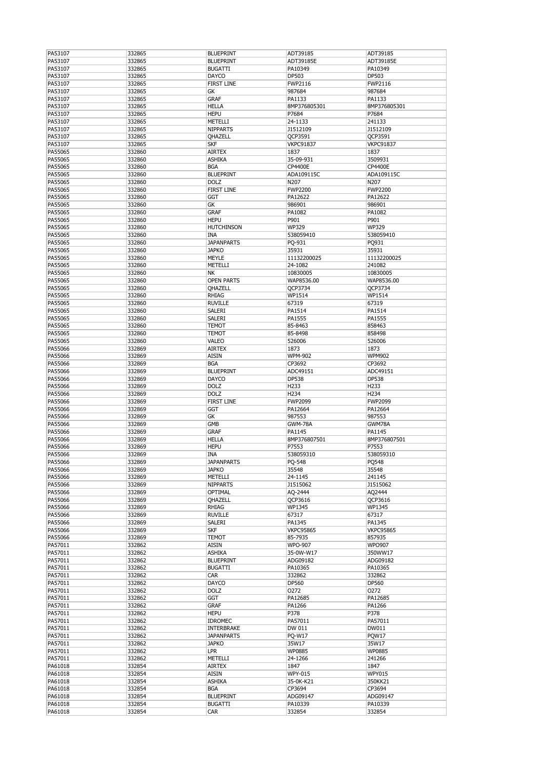| PA53107 | 332865 | BLUEPRINT | ADT39185 | ADT39185 |
|---|---|---|---|---|
| PA53107 | 332865 | BLUEPRINT | ADT39185E | ADT39185E |
| PA53107 | 332865 | BUGATTI | PA10349 | PA10349 |
| PA53107 | 332865 | DAYCO | DP503 | DP503 |
| PA53107 | 332865 | FIRST LINE | FWP2116 | FWP2116 |
| PA53107 | 332865 | GK | 987684 | 987684 |
| PA53107 | 332865 | GRAF | PA1133 | PA1133 |
| PA53107 | 332865 | HELLA | 8MP376805301 | 8MP376805301 |
| PA53107 | 332865 | HEPU | P7684 | P7684 |
| PA53107 | 332865 | METELLI | 24-1133 | 241133 |
| PA53107 | 332865 | NIPPARTS | J1512109 | J1512109 |
| PA53107 | 332865 | QHAZELL | QCP3591 | QCP3591 |
| PA53107 | 332865 | SKF | VKPC91837 | VKPC91837 |
| PA55065 | 332860 | AIRTEX | 1837 | 1837 |
| PA55065 | 332860 | ASHIKA | 35-09-931 | 3509931 |
| PA55065 | 332860 | BGA | CP4400E | CP4400E |
| PA55065 | 332860 | BLUEPRINT | ADA109115C | ADA109115C |
| PA55065 | 332860 | DOLZ | N207 | N207 |
| PA55065 | 332860 | FIRST LINE | FWP2200 | FWP2200 |
| PA55065 | 332860 | GGT | PA12622 | PA12622 |
| PA55065 | 332860 | GK | 986901 | 986901 |
| PA55065 | 332860 | GRAF | PA1082 | PA1082 |
| PA55065 | 332860 | HEPU | P901 | P901 |
| PA55065 | 332860 | HUTCHINSON | WP329 | WP329 |
| PA55065 | 332860 | INA | 538059410 | 538059410 |
| PA55065 | 332860 | JAPANPARTS | PQ-931 | PQ931 |
| PA55065 | 332860 | JAPKO | 35931 | 35931 |
| PA55065 | 332860 | MEYLE | 11132200025 | 11132200025 |
| PA55065 | 332860 | METELLI | 24-1082 | 241082 |
| PA55065 | 332860 | NK | 10830005 | 10830005 |
| PA55065 | 332860 | OPEN PARTS | WAP8536.00 | WAP8536.00 |
| PA55065 | 332860 | QHAZELL | QCP3734 | QCP3734 |
| PA55065 | 332860 | RHIAG | WP1514 | WP1514 |
| PA55065 | 332860 | RUVILLE | 67319 | 67319 |
| PA55065 | 332860 | SALERI | PA1514 | PA1514 |
| PA55065 | 332860 | SALERI | PA1555 | PA1555 |
| PA55065 | 332860 | TEMOT | 85-8463 | 858463 |
| PA55065 | 332860 | TEMOT | 85-8498 | 858498 |
| PA55065 | 332860 | VALEO | 526006 | 526006 |
| PA55066 | 332869 | AIRTEX | 1873 | 1873 |
| PA55066 | 332869 | AISIN | WPM-902 | WPM902 |
| PA55066 | 332869 | BGA | CP3692 | CP3692 |
| PA55066 | 332869 | BLUEPRINT | ADC49151 | ADC49151 |
| PA55066 | 332869 | DAYCO | DP538 | DP538 |
| PA55066 | 332869 | DOLZ | H233 | H233 |
| PA55066 | 332869 | DOLZ | H234 | H234 |
| PA55066 | 332869 | FIRST LINE | FWP2099 | FWP2099 |
| PA55066 | 332869 | GGT | PA12664 | PA12664 |
| PA55066 | 332869 | GK | 987553 | 987553 |
| PA55066 | 332869 | GMB | GWM-78A | GWM78A |
| PA55066 | 332869 | GRAF | PA1145 | PA1145 |
| PA55066 | 332869 | HELLA | 8MP376807501 | 8MP376807501 |
| PA55066 | 332869 | HEPU | P7553 | P7553 |
| PA55066 | 332869 | INA | 538059310 | 538059310 |
| PA55066 | 332869 | JAPANPARTS | PQ-548 | PQ548 |
| PA55066 | 332869 | JAPKO | 35548 | 35548 |
| PA55066 | 332869 | METELLI | 24-1145 | 241145 |
| PA55066 | 332869 | NIPPARTS | J1515062 | J1515062 |
| PA55066 | 332869 | OPTIMAL | AQ-2444 | AQ2444 |
| PA55066 | 332869 | QHAZELL | QCP3616 | QCP3616 |
| PA55066 | 332869 | RHIAG | WP1345 | WP1345 |
| PA55066 | 332869 | RUVILLE | 67317 | 67317 |
| PA55066 | 332869 | SALERI | PA1345 | PA1345 |
| PA55066 | 332869 | SKF | VKPC95865 | VKPC95865 |
| PA55066 | 332869 | TEMOT | 85-7935 | 857935 |
| PA57011 | 332862 | AISIN | WPO-907 | WPO907 |
| PA57011 | 332862 | ASHIKA | 35-0W-W17 | 350WW17 |
| PA57011 | 332862 | BLUEPRINT | ADG09182 | ADG09182 |
| PA57011 | 332862 | BUGATTI | PA10365 | PA10365 |
| PA57011 | 332862 | CAR | 332862 | 332862 |
| PA57011 | 332862 | DAYCO | DP560 | DP560 |
| PA57011 | 332862 | DOLZ | O272 | O272 |
| PA57011 | 332862 | GGT | PA12685 | PA12685 |
| PA57011 | 332862 | GRAF | PA1266 | PA1266 |
| PA57011 | 332862 | HEPU | P378 | P378 |
| PA57011 | 332862 | IDROMEC | PA57011 | PA57011 |
| PA57011 | 332862 | INTERBRAKE | DW 011 | DW011 |
| PA57011 | 332862 | JAPANPARTS | PQ-W17 | PQW17 |
| PA57011 | 332862 | JAPKO | 35W17 | 35W17 |
| PA57011 | 332862 | LPR | WP0885 | WP0885 |
| PA57011 | 332862 | METELLI | 24-1266 | 241266 |
| PA61018 | 332854 | AIRTEX | 1847 | 1847 |
| PA61018 | 332854 | AISIN | WPY-015 | WPY015 |
| PA61018 | 332854 | ASHIKA | 35-0K-K21 | 350KK21 |
| PA61018 | 332854 | BGA | CP3694 | CP3694 |
| PA61018 | 332854 | BLUEPRINT | ADG09147 | ADG09147 |
| PA61018 | 332854 | BUGATTI | PA10339 | PA10339 |
| PA61018 | 332854 | CAR | 332854 | 332854 |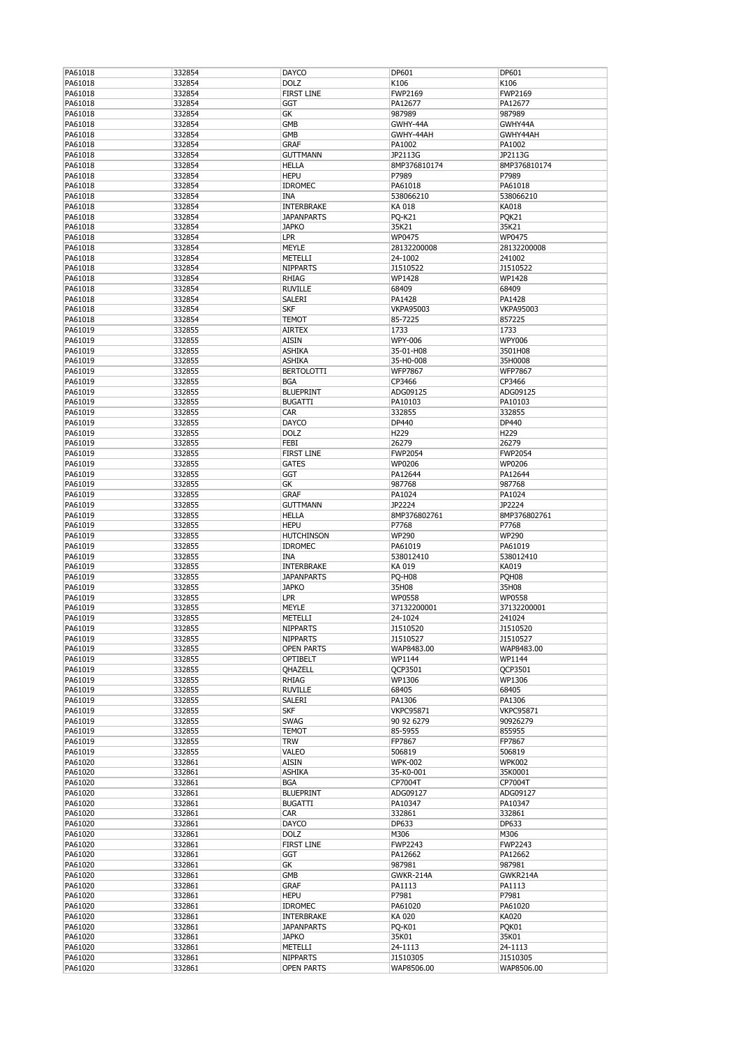| PA61018 | 332854 | DAYCO | DP601 | DP601 |
|---|---|---|---|---|
| PA61018 | 332854 | DOLZ | K106 | K106 |
| PA61018 | 332854 | FIRST LINE | FWP2169 | FWP2169 |
| PA61018 | 332854 | GGT | PA12677 | PA12677 |
| PA61018 | 332854 | GK | 987989 | 987989 |
| PA61018 | 332854 | GMB | GWHY-44A | GWHY44A |
| PA61018 | 332854 | GMB | GWHY-44AH | GWHY44AH |
| PA61018 | 332854 | GRAF | PA1002 | PA1002 |
| PA61018 | 332854 | GUTTMANN | JP2113G | JP2113G |
| PA61018 | 332854 | HELLA | 8MP376810174 | 8MP376810174 |
| PA61018 | 332854 | HEPU | P7989 | P7989 |
| PA61018 | 332854 | IDROMEC | PA61018 | PA61018 |
| PA61018 | 332854 | INA | 538066210 | 538066210 |
| PA61018 | 332854 | INTERBRAKE | KA 018 | KA018 |
| PA61018 | 332854 | JAPANPARTS | PQ-K21 | PQK21 |
| PA61018 | 332854 | JAPKO | 35K21 | 35K21 |
| PA61018 | 332854 | LPR | WP0475 | WP0475 |
| PA61018 | 332854 | MEYLE | 28132200008 | 28132200008 |
| PA61018 | 332854 | METELLI | 24-1002 | 241002 |
| PA61018 | 332854 | NIPPARTS | J1510522 | J1510522 |
| PA61018 | 332854 | RHIAG | WP1428 | WP1428 |
| PA61018 | 332854 | RUVILLE | 68409 | 68409 |
| PA61018 | 332854 | SALERI | PA1428 | PA1428 |
| PA61018 | 332854 | SKF | VKPA95003 | VKPA95003 |
| PA61018 | 332854 | TEMOT | 85-7225 | 857225 |
| PA61019 | 332855 | AIRTEX | 1733 | 1733 |
| PA61019 | 332855 | AISIN | WPY-006 | WPY006 |
| PA61019 | 332855 | ASHIKA | 35-01-H08 | 3501H08 |
| PA61019 | 332855 | ASHIKA | 35-H0-008 | 35H0008 |
| PA61019 | 332855 | BERTOLOTTI | WFP7867 | WFP7867 |
| PA61019 | 332855 | BGA | CP3466 | CP3466 |
| PA61019 | 332855 | BLUEPRINT | ADG09125 | ADG09125 |
| PA61019 | 332855 | BUGATTI | PA10103 | PA10103 |
| PA61019 | 332855 | CAR | 332855 | 332855 |
| PA61019 | 332855 | DAYCO | DP440 | DP440 |
| PA61019 | 332855 | DOLZ | H229 | H229 |
| PA61019 | 332855 | FEBI | 26279 | 26279 |
| PA61019 | 332855 | FIRST LINE | FWP2054 | FWP2054 |
| PA61019 | 332855 | GATES | WP0206 | WP0206 |
| PA61019 | 332855 | GGT | PA12644 | PA12644 |
| PA61019 | 332855 | GK | 987768 | 987768 |
| PA61019 | 332855 | GRAF | PA1024 | PA1024 |
| PA61019 | 332855 | GUTTMANN | JP2224 | JP2224 |
| PA61019 | 332855 | HELLA | 8MP376802761 | 8MP376802761 |
| PA61019 | 332855 | HEPU | P7768 | P7768 |
| PA61019 | 332855 | HUTCHINSON | WP290 | WP290 |
| PA61019 | 332855 | IDROMEC | PA61019 | PA61019 |
| PA61019 | 332855 | INA | 538012410 | 538012410 |
| PA61019 | 332855 | INTERBRAKE | KA 019 | KA019 |
| PA61019 | 332855 | JAPANPARTS | PQ-H08 | PQH08 |
| PA61019 | 332855 | JAPKO | 35H08 | 35H08 |
| PA61019 | 332855 | LPR | WP0558 | WP0558 |
| PA61019 | 332855 | MEYLE | 37132200001 | 37132200001 |
| PA61019 | 332855 | METELLI | 24-1024 | 241024 |
| PA61019 | 332855 | NIPPARTS | J1510520 | J1510520 |
| PA61019 | 332855 | NIPPARTS | J1510527 | J1510527 |
| PA61019 | 332855 | OPEN PARTS | WAP8483.00 | WAP8483.00 |
| PA61019 | 332855 | OPTIBELT | WP1144 | WP1144 |
| PA61019 | 332855 | QHAZELL | QCP3501 | QCP3501 |
| PA61019 | 332855 | RHIAG | WP1306 | WP1306 |
| PA61019 | 332855 | RUVILLE | 68405 | 68405 |
| PA61019 | 332855 | SALERI | PA1306 | PA1306 |
| PA61019 | 332855 | SKF | VKPC95871 | VKPC95871 |
| PA61019 | 332855 | SWAG | 90 92 6279 | 90926279 |
| PA61019 | 332855 | TEMOT | 85-5955 | 855955 |
| PA61019 | 332855 | TRW | FP7867 | FP7867 |
| PA61019 | 332855 | VALEO | 506819 | 506819 |
| PA61020 | 332861 | AISIN | WPK-002 | WPK002 |
| PA61020 | 332861 | ASHIKA | 35-K0-001 | 35K0001 |
| PA61020 | 332861 | BGA | CP7004T | CP7004T |
| PA61020 | 332861 | BLUEPRINT | ADG09127 | ADG09127 |
| PA61020 | 332861 | BUGATTI | PA10347 | PA10347 |
| PA61020 | 332861 | CAR | 332861 | 332861 |
| PA61020 | 332861 | DAYCO | DP633 | DP633 |
| PA61020 | 332861 | DOLZ | M306 | M306 |
| PA61020 | 332861 | FIRST LINE | FWP2243 | FWP2243 |
| PA61020 | 332861 | GGT | PA12662 | PA12662 |
| PA61020 | 332861 | GK | 987981 | 987981 |
| PA61020 | 332861 | GMB | GWKR-214A | GWKR214A |
| PA61020 | 332861 | GRAF | PA1113 | PA1113 |
| PA61020 | 332861 | HEPU | P7981 | P7981 |
| PA61020 | 332861 | IDROMEC | PA61020 | PA61020 |
| PA61020 | 332861 | INTERBRAKE | KA 020 | KA020 |
| PA61020 | 332861 | JAPANPARTS | PQ-K01 | PQK01 |
| PA61020 | 332861 | JAPKO | 35K01 | 35K01 |
| PA61020 | 332861 | METELLI | 24-1113 | 24-1113 |
| PA61020 | 332861 | NIPPARTS | J1510305 | J1510305 |
| PA61020 | 332861 | OPEN PARTS | WAP8506.00 | WAP8506.00 |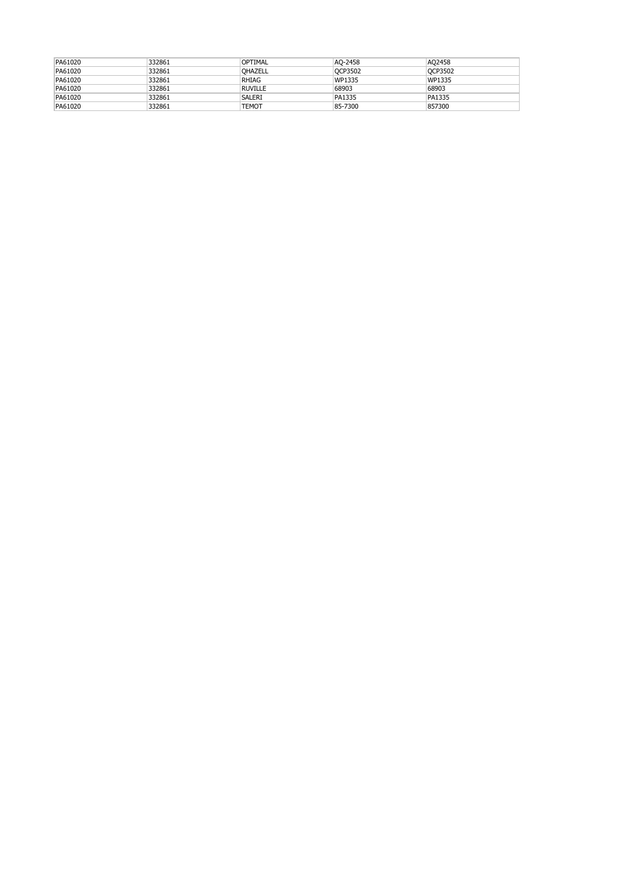| | | | | |
|---|---|---|---|---|
| PA61020 | 332861 | OPTIMAL | AQ-2458 | AQ2458 |
| PA61020 | 332861 | QHAZELL | QCP3502 | QCP3502 |
| PA61020 | 332861 | RHIAG | WP1335 | WP1335 |
| PA61020 | 332861 | RUVILLE | 68903 | 68903 |
| PA61020 | 332861 | SALERI | PA1335 | PA1335 |
| PA61020 | 332861 | TEMOT | 85-7300 | 857300 |